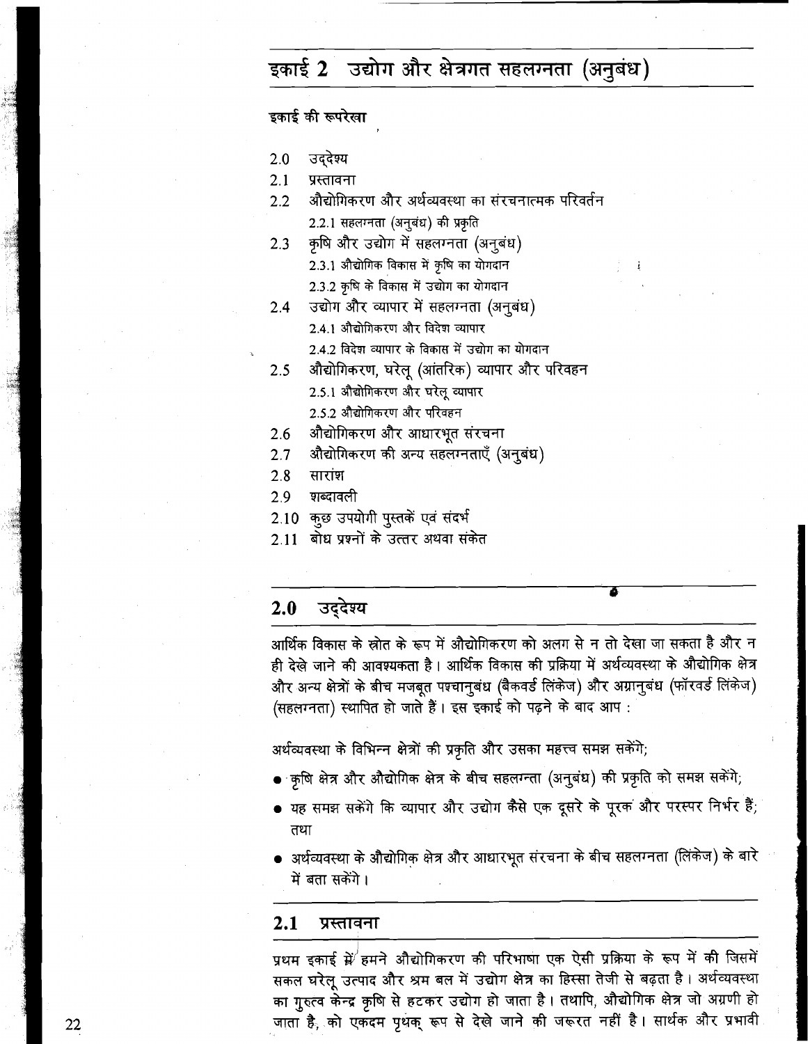# इकाई 2 उद्योग और क्षेत्रगत सहलग्नता (अनुबंध)

**इकाई की रूपरेखा**

2.0 उद्देश्य

2.1 प्रस्तावना

2.2 औद्योगिकरण और अर्थव्यवस्था का संरचनात्मक परिवर्तन

  2.2.1 सहलग्नता (अनुबंध) की प्रकृति

2.3 कृषि और उद्योग में सहलग्नता (अनुबंध)

  2.3.1 औद्योगिक विकास में कृषि का योगदान

  2.3.2 कृषि के विकास में उद्योग का योगदान

2.4 उद्योग और व्यापार में सहलग्नता (अनुबंध)

  2.4.1 औद्योगिकरण और विदेश व्यापार

  2.4.2 विदेश व्यापार के विकास में उद्योग का योगदान

2.5 औद्योगिकरण, घरेलू (आंतरिक) व्यापार और परिवहन

  2.5.1 औद्योगिकरण और घरेलू व्यापार

  2.5.2 औद्योगिकरण और परिवहन

2.6 औद्योगिकरण और आधारभूत संरचना

2.7 औद्योगिकरण की अन्य सहलग्नताएँ (अनुबंध)

2.8 सारांश

2.9 शब्दावली

2.10 कुछ उपयोगी पुस्तकें एवं संदर्भ

2.11 बोध प्रश्नों के उत्तर अथवा संकेत

## 2.0 उद्देश्य

आर्थिक विकास के स्रोत के रूप में औद्योगिकरण को अलग से न तो देखा जा सकता है और न ही देखे जाने की आवश्यकता है। आर्थिक विकास की प्रक्रिया में अर्थव्यवस्था के औद्योगिक क्षेत्र और अन्य क्षेत्रों के बीच मजबूत पश्चानुबंध (बैकवर्ड लिंकेज) और अग्रानुबंध (फॉरवर्ड लिंकेज) (सहलग्नता) स्थापित हो जाते हैं। इस इकाई को पढ़ने के बाद आप :

अर्थव्यवस्था के विभिन्न क्षेत्रों की प्रकृति और उसका महत्त्व समझ सकेंगे;

- कृषि क्षेत्र और औद्योगिक क्षेत्र के बीच सहलग्न्ता (अनुबंध) की प्रकृति को समझ सकेंगे;
- यह समझ सकेंगे कि व्यापार और उद्योग कैसे एक दूसरे के पूरक और परस्पर निर्भर हैं; तथा
- अर्थव्यवस्था के औद्योगिक क्षेत्र और आधारभूत संरचना के बीच सहलग्नता (लिंकेज) के बारे में बता सकेंगे।

## 2.1 प्रस्तावना

प्रथम इकाई में हमने औद्योगिकरण की परिभाषा एक ऐसी प्रक्रिया के रूप में की जिसमें सकल घरेलू उत्पाद और श्रम बल में उद्योग क्षेत्र का हिस्सा तेजी से बढ़ता है। अर्थव्यवस्था का गुरुत्व केन्द्र कृषि से हटकर उद्योग हो जाता है। तथापि, औद्योगिक क्षेत्र जो अग्रणी हो जाता है, को एकदम पृथक् रूप से देखे जाने की जरूरत नहीं है। सार्थक और प्रभावी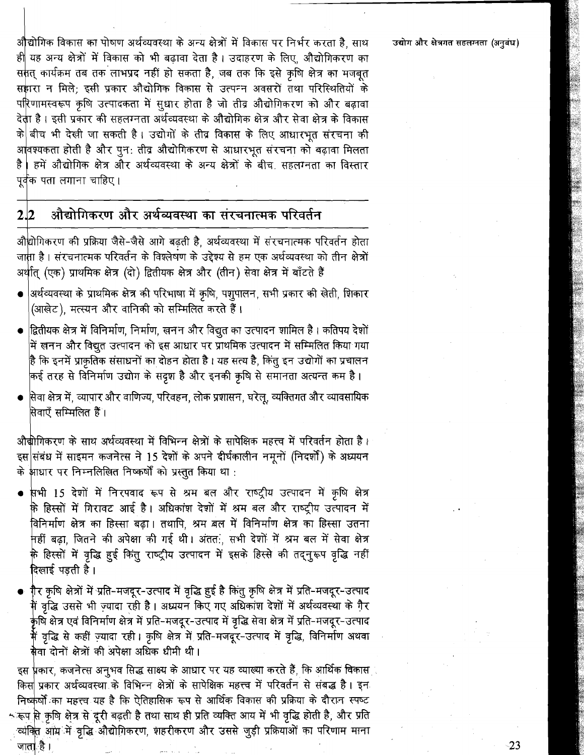औद्योगिक विकास का पोषण अर्थव्यवस्था के अन्य क्षेत्रों में विकास पर निर्भर करता है, साथ ही यह अन्य क्षेत्रों में विकास को भी बढ़ावा देता है। उदाहरण के लिए, औद्योगिकरण का सतत् कार्यक्रम तब तक लाभप्रद नहीं हो सकता है, जब तक कि इसे कृषि क्षेत्र का मजबूत सहारा न मिले; इसी प्रकार औद्योगिक विकास से उत्पन्न अवसरों तथा परिस्थितियों के परिणामस्वरूप कृषि उत्पादकता में सुधार होता है जो तीव्र औद्योगिकरण को और बढ़ावा देता है। इसी प्रकार की सहलग्नता अर्थव्यवस्था के औद्योगिक क्षेत्र और सेवा क्षेत्र के विकास के बीच भी देखी जा सकती है। उद्योगों के तीव्र विकास के लिए आधारभूत संरचना की आवश्यकता होती है और पुन: तीव्र औद्योगिकरण से आधारभूत संरचना को बढ़ावा मिलता है। हमें औद्योगिक क्षेत्र और अर्थव्यवस्था के अन्य क्षेत्रों के बीच सहलग्नता का विस्तार पूर्वक पता लगाना चाहिए।

## 2.2 औद्योगिकरण और अर्थव्यवस्था का संरचनात्मक परिवर्तन

औद्योगिकरण की प्रक्रिया जैसे-जैसे आगे बढ़ती है, अर्थव्यवस्था में संरचनात्मक परिवर्तन होता जाता है। संरचनात्मक परिवर्तन के विश्लेषण के उद्देश्य से हम एक अर्थव्यवस्था को तीन क्षेत्रों अर्थात् (एक) प्राथमिक क्षेत्र (दो) द्वितीयक क्षेत्र और (तीन) सेवा क्षेत्र में बाँटते हैं

- अर्थव्यवस्था के प्राथमिक क्षेत्र की परिभाषा में कृषि, पशुपालन, सभी प्रकार की खेती, शिकार (आखेट), मत्स्यन और वानिकी को सम्मिलित करते हैं।
- द्वितीयक क्षेत्र में विनिर्माण, निर्माण, खनन और विद्युत का उत्पादन शामिल है। कतिपय देशों में खनन और विद्युत उत्पादन को इस आधार पर प्राथमिक उत्पादन में सम्मिलित किया गया है कि इनमें प्राकृतिक संसाधनों का दोहन होता है। यह सत्य है, किंतु इन उद्योगों का प्रचालन कई तरह से विनिर्माण उद्योग के सदृश है और इनकी कृषि से समानता अत्यन्त कम है।
- सेवा क्षेत्र में, व्यापार और वाणिज्य, परिवहन, लोक प्रशासन, घरेलू, व्यक्तिगत और व्यावसायिक सेवाएँ सम्मिलित हैं।

औद्योगिकरण के साथ अर्थव्यवस्था में विभिन्न क्षेत्रों के सापेक्षिक महत्त्व में परिवर्तन होता है। इस संबंध में साइमन कजनेत्स ने 15 देशों के अपने दीर्घकालीन नमूनों (निदर्शों) के अध्ययन के आधार पर निम्नलिखित निष्कर्षों को प्रस्तुत किया था :

- सभी 15 देशों में निरपवाद रूप से श्रम बल और राष्ट्रीय उत्पादन में कृषि क्षेत्र के हिस्सों में गिरावट आई है। अधिकांश देशों में श्रम बल और राष्ट्रीय उत्पादन में विनिर्माण क्षेत्र का हिस्सा बढ़ा। तथापि, श्रम बल में विनिर्माण क्षेत्र का हिस्सा उतना नहीं बढ़ा, जितने की अपेक्षा की गई थी। अंततः, सभी देशों में श्रम बल में सेवा क्षेत्र के हिस्सों में वृद्धि हुई किंतु राष्ट्रीय उत्पादन में इसके हिस्से की तद्नुरूप वृद्धि नहीं दिखाई पड़ती है।
- गैर कृषि क्षेत्रों में प्रति-मजदूर-उत्पाद में वृद्धि हुई है किंतु कृषि क्षेत्र में प्रति-मजदूर-उत्पाद में वृद्धि उससे भी ज़्यादा रही है। अध्ययन किए गए अधिकांश देशों में अर्थव्यवस्था के गैर कृषि क्षेत्र एवं विनिर्माण क्षेत्र में प्रति-मजदूर-उत्पाद में वृद्धि सेवा क्षेत्र में प्रति-मजदूर-उत्पाद में वृद्धि से कहीं ज़्यादा रही। कृषि क्षेत्र में प्रति-मजदूर-उत्पाद में वृद्धि, विनिर्माण अथवा सेवा दोनों क्षेत्रों की अपेक्षा अधिक धीमी थी।

इस प्रकार, कजनेत्स अनुभव सिद्ध साक्ष्य के आधार पर यह व्याख्या करते हैं, कि आर्थिक विकास किस प्रकार अर्थव्यवस्था के विभिन्न क्षेत्रों के सापेक्षिक महत्त्व में परिवर्तन से संबद्ध है। इन निष्कर्षों का महत्त्व यह है कि ऐतिहासिक रूप से आर्थिक विकास की प्रक्रिया के दौरान स्पष्ट रूप से कृषि क्षेत्र से दूरी बढ़ती है तथा साथ ही प्रति व्यक्ति आय में भी वृद्धि होती है, और प्रति व्यक्ति आय में वृद्धि औद्योगिकरण, शहरीकरण और उससे जुड़ी प्रक्रियाओं का परिणाम माना जाता है।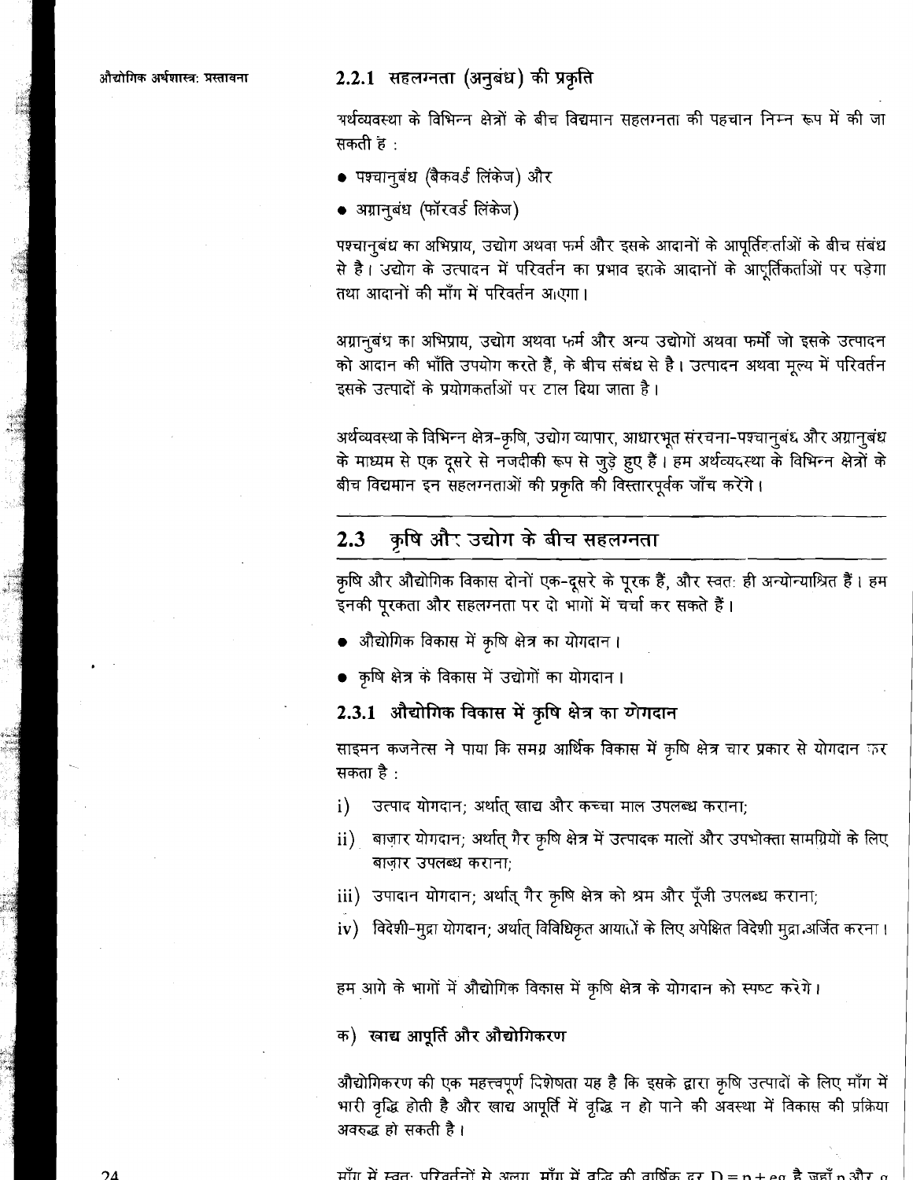### 2.2.1 सहलग्नता (अनुबंध) की प्रकृति

अर्थव्यवस्था के विभिन्न क्षेत्रों के बीच विद्यमान सहलग्नता की पहचान निम्न रूप में की जा सकती है :

- पश्चानुबंध (बैकवर्ड लिंकेज) और
- अग्रानुबंध (फॉरवर्ड लिंकेज)

पश्चानुबंध का अभिप्राय, उद्योग अथवा फर्म और इसके आदानों के आपूर्तिकर्ताओं के बीच संबंध से है। उद्योग के उत्पादन में परिवर्तन का प्रभाव इसके आदानों के आपूर्तिकर्ताओं पर पड़ेगा तथा आदानों की माँग में परिवर्तन आएगा।

अग्रानुबंध का अभिप्राय, उद्योग अथवा फर्म और अन्य उद्योगों अथवा फर्मों जो इसके उत्पादन को आदान की भाँति उपयोग करते हैं, के बीच संबंध से है। उत्पादन अथवा मूल्य में परिवर्तन इसके उत्पादों के प्रयोगकर्ताओं पर टाल दिया जाता है।

अर्थव्यवस्था के विभिन्न क्षेत्र-कृषि, उद्योग व्यापार, आधारभूत संरचना-पश्चानुबंध और अग्रानुबंध के माध्यम से एक दूसरे से नजदीकी रूप से जुड़े हुए हैं। हम अर्थव्यवस्था के विभिन्न क्षेत्रों के बीच विद्यमान इन सहलग्नताओं की प्रकृति की विस्तारपूर्वक जाँच करेंगे।

## 2.3 कृषि और उद्योग के बीच सहलग्नता

कृषि और औद्योगिक विकास दोनों एक-दूसरे के पूरक हैं, और स्वतः ही अन्योन्याश्रित हैं। हम इनकी पूरकता और सहलग्नता पर दो भागों में चर्चा कर सकते हैं।

- औद्योगिक विकास में कृषि क्षेत्र का योगदान।
- कृषि क्षेत्र के विकास में उद्योगों का योगदान।

### 2.3.1 औद्योगिक विकास में कृषि क्षेत्र का योगदान

साइमन कजनेत्स ने पाया कि समग्र आर्थिक विकास में कृषि क्षेत्र चार प्रकार से योगदान कर सकता है :

i) उत्पाद योगदान; अर्थात् खाद्य और कच्चा माल उपलब्ध कराना;

ii) बाज़ार योगदान; अर्थात् गैर कृषि क्षेत्र में उत्पादक मालों और उपभोक्ता सामग्रियों के लिए बाज़ार उपलब्ध कराना;

iii) उपादान योगदान; अर्थात् गैर कृषि क्षेत्र को श्रम और पूँजी उपलब्ध कराना;

iv) विदेशी-मुद्रा योगदान; अर्थात् विविधिकृत आयातों के लिए अपेक्षित विदेशी मुद्रा अर्जित करना।

हम आगे के भागों में औद्योगिक विकास में कृषि क्षेत्र के योगदान को स्पष्ट करेंगे।

#### क) खाद्य आपूर्ति और औद्योगिकरण

औद्योगिकरण की एक महत्त्वपूर्ण विशेषता यह है कि इसके द्वारा कृषि उत्पादों के लिए माँग में भारी वृद्धि होती है और खाद्य आपूर्ति में वृद्धि न हो पाने की अवस्था में विकास की प्रक्रिया अवरुद्ध हो सकती है।

माँग में स्वतः परिवर्तनों से अलग, माँग में वृद्धि की वार्षिक दर $D = p + eg$ है जहाँ p और g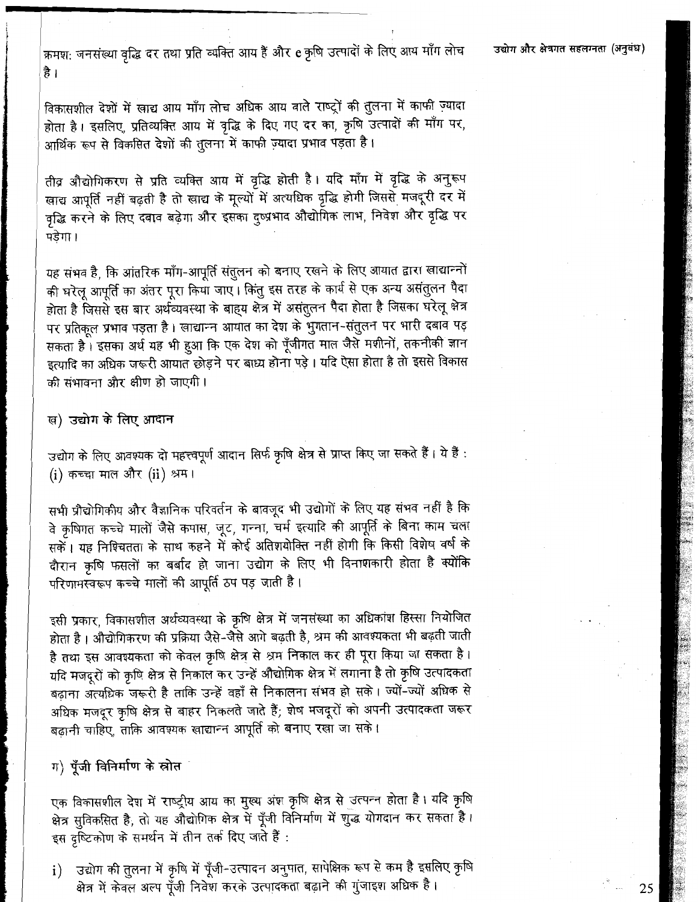क्रमशः जनसंख्या वृद्धि दर तथा प्रति व्यक्ति आय हैं और e कृषि उत्पादों के लिए आय माँग लोच है।

विकासशील देशों में खाद्य आय माँग लोच अधिक आय वाले राष्ट्रों की तुलना में काफी ज़्यादा होता है। इसलिए, प्रतिव्यक्ति आय में वृद्धि के दिए गए दर का, कृषि उत्पादों की माँग पर, आर्थिक रूप से विकसित देशों की तुलना में काफी ज़्यादा प्रभाव पड़ता है।

तीव्र औद्योगिकरण से प्रति व्यक्ति आय में वृद्धि होती है। यदि माँग में वृद्धि के अनुरूप खाद्य आपूर्ति नहीं बढ़ती है तो खाद्य के मूल्यों में अत्यधिक वृद्धि होगी जिससे मजदूरी दर में वृद्धि करने के लिए दबाव बढ़ेगा और इसका दुष्प्रभाव औद्योगिक लाभ, निवेश और वृद्धि पर पड़ेगा।

यह संभव है, कि आंतरिक माँग-आपूर्ति संतुलन को बनाए रखने के लिए आयात द्वारा खाद्यान्नों की घरेलू आपूर्ति का अंतर पूरा किया जाए। किंतु इस तरह के कार्य से एक अन्य असंतुलन पैदा होता है जिससे इस बार अर्थव्यवस्था के बाह्य क्षेत्र में असंतुलन पैदा होता है जिसका घरेलू क्षेत्र पर प्रतिकूल प्रभाव पड़ता है। खाद्यान्न आयात का देश के भुगतान-संतुलन पर भारी दबाव पड़ सकता है। इसका अर्थ यह भी हुआ कि एक देश को पूँजीगत माल जैसे मशीनों, तकनीकी ज्ञान इत्यादि का अधिक जरूरी आयात छोड़ने पर बाध्य होना पड़े। यदि ऐसा होता है तो इससे विकास की संभावना और क्षीण हो जाएगी।

### ख) उद्योग के लिए आदान

उद्योग के लिए आवश्यक दो महत्त्वपूर्ण आदान सिर्फ कृषि क्षेत्र से प्राप्त किए जा सकते हैं। ये हैं : (i) कच्चा माल और (ii) श्रम।

सभी प्रौद्योगिकीय और वैज्ञानिक परिवर्तन के बावजूद भी उद्योगों के लिए यह संभव नहीं है कि वे कृषिगत कच्चे मालों जैसे कपास, जूट, गन्ना, चर्म इत्यादि की आपूर्ति के बिना काम चला सकें। यह निश्चितता के साथ कहने में कोई अतिशयोक्ति नहीं होगी कि किसी विशेष वर्ष के दौरान कृषि फसलों का बर्बाद हो जाना उद्योग के लिए भी विनाशकारी होता है क्योंकि परिणामस्वरूप कच्चे मालों की आपूर्ति ठप पड़ जाती है।

इसी प्रकार, विकासशील अर्थव्यवस्था के कृषि क्षेत्र में जनसंख्या का अधिकांश हिस्सा नियोजित होता है। औद्योगिकरण की प्रक्रिया जैसे-जैसे आगे बढ़ती है, श्रम की आवश्यकता भी बढ़ती जाती है तथा इस आवश्यकता को केवल कृषि क्षेत्र से श्रम निकाल कर ही पूरा किया जा सकता है। यदि मजदूरों को कृषि क्षेत्र से निकाल कर उन्हें औद्योगिक क्षेत्र में लगाना है तो कृषि उत्पादकता बढ़ाना अत्यधिक जरूरी है ताकि उन्हें वहाँ से निकालना संभव हो सके। ज्यों-ज्यों अधिक से अधिक मजदूर कृषि क्षेत्र से बाहर निकलते जाते हैं; शेष मजदूरों को अपनी उत्पादकता जरूर बढ़ानी चाहिए, ताकि आवश्यक खाद्यान्न आपूर्ति को बनाए रखा जा सके।

### ग) पूँजी विनिर्माण के स्रोत

एक विकासशील देश में राष्ट्रीय आय का मुख्य अंश कृषि क्षेत्र से उत्पन्न होता है। यदि कृषि क्षेत्र सुविकसित है, तो यह औद्योगिक क्षेत्र में पूँजी विनिर्माण में शुद्ध योगदान कर सकता है। इस दृष्टिकोण के समर्थन में तीन तर्क दिए जाते हैं :

i) उद्योग की तुलना में कृषि में पूँजी-उत्पादन अनुपात, सापेक्षिक रूप से कम है इसलिए कृषि क्षेत्र में केवल अल्प पूँजी निवेश करके उत्पादकता बढ़ाने की गुंजाइश अधिक है।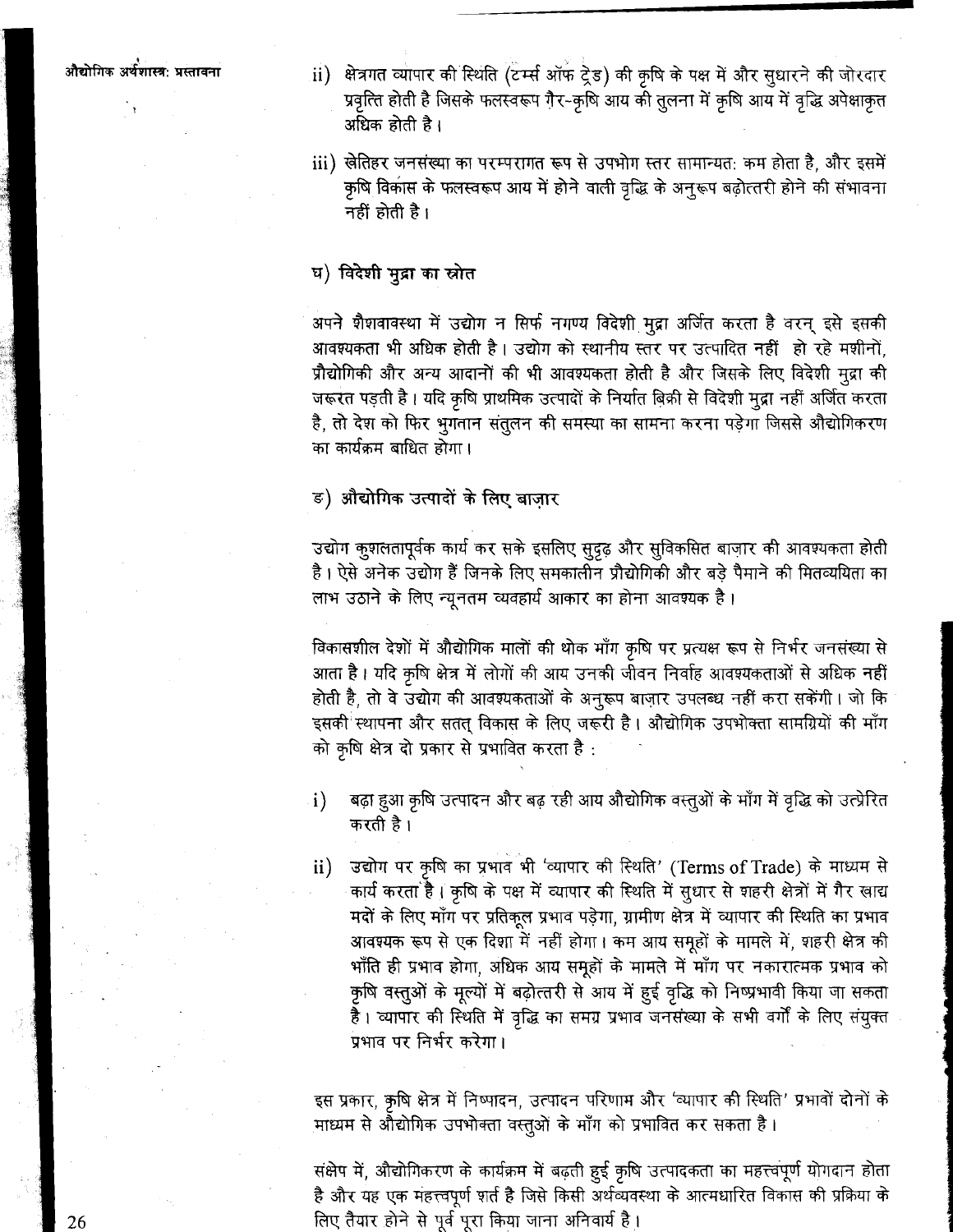ii) क्षेत्रगत व्यापार की स्थिति (टर्म्स ऑफ ट्रेड) की कृषि के पक्ष में और सुधारने की जोरदार प्रवृत्ति होती है जिसके फलस्वरूप ग़ैर-कृषि आय की तुलना में कृषि आय में वृद्धि अपेक्षाकृत अधिक होती है।

iii) खेतिहर जनसंख्या का परम्परागत रूप से उपभोग स्तर सामान्यतः कम होता है, और इसमें कृषि विकास के फलस्वरूप आय में होने वाली वृद्धि के अनुरूप बढ़ोत्तरी होने की संभावना नहीं होती है।

### घ) विदेशी मुद्रा का स्रोत

अपने शैशवावस्था में उद्योग न सिर्फ नगण्य विदेशी मुद्रा अर्जित करता है वरन् इसे इसकी आवश्यकता भी अधिक होती है। उद्योग को स्थानीय स्तर पर उत्पादित नहीं हो रहे मशीनों, प्रौद्योगिकी और अन्य आदानों की भी आवश्यकता होती है और जिसके लिए विदेशी मुद्रा की जरूरत पड़ती है। यदि कृषि प्राथमिक उत्पादों के निर्यात बिक्री से विदेशी मुद्रा नहीं अर्जित करता है, तो देश को फिर भुगतान संतुलन की समस्या का सामना करना पड़ेगा जिससे औद्योगिकरण का कार्यक्रम बाधित होगा।

### ङ) औद्योगिक उत्पादों के लिए बाज़ार

उद्योग कुशलतापूर्वक कार्य कर सके इसलिए सुदृढ़ और सुविकसित बाज़ार की आवश्यकता होती है। ऐसे अनेक उद्योग हैं जिनके लिए समकालीन प्रौद्योगिकी और बड़े पैमाने की मितव्ययिता का लाभ उठाने के लिए न्यूनतम व्यवहार्य आकार का होना आवश्यक है।

विकासशील देशों में औद्योगिक मालों की थोक माँग कृषि पर प्रत्यक्ष रूप से निर्भर जनसंख्या से आता है। यदि कृषि क्षेत्र में लोगों की आय उनकी जीवन निर्वाह आवश्यकताओं से अधिक नहीं होती है, तो वे उद्योग की आवश्यकताओं के अनुरूप बाज़ार उपलब्ध नहीं करा सकेंगी। जो कि इसकी स्थापना और सतत् विकास के लिए जरूरी है। औद्योगिक उपभोक्ता सामग्रियों की माँग को कृषि क्षेत्र दो प्रकार से प्रभावित करता है :

i) बढ़ा हुआ कृषि उत्पादन और बढ़ रही आय औद्योगिक वस्तुओं के माँग में वृद्धि को उत्प्रेरित करती है।

ii) उद्योग पर कृषि का प्रभाव भी 'व्यापार की स्थिति' (Terms of Trade) के माध्यम से कार्य करता है। कृषि के पक्ष में व्यापार की स्थिति में सुधार से शहरी क्षेत्रों में गैर खाद्य मदों के लिए माँग पर प्रतिकूल प्रभाव पड़ेगा, ग्रामीण क्षेत्र में व्यापार की स्थिति का प्रभाव आवश्यक रूप से एक दिशा में नहीं होगा। कम आय समूहों के मामले में, शहरी क्षेत्र की भाँति ही प्रभाव होगा, अधिक आय समूहों के मामले में माँग पर नकारात्मक प्रभाव को कृषि वस्तुओं के मूल्यों में बढ़ोत्तरी से आय में हुई वृद्धि को निष्प्रभावी किया जा सकता है। व्यापार की स्थिति में वृद्धि का समग्र प्रभाव जनसंख्या के सभी वर्गों के लिए संयुक्त प्रभाव पर निर्भर करेगा।

इस प्रकार, कृषि क्षेत्र में निष्पादन, उत्पादन परिणाम और 'व्यापार की स्थिति' प्रभावों दोनों के माध्यम से औद्योगिक उपभोक्ता वस्तुओं के माँग को प्रभावित कर सकता है।

संक्षेप में, औद्योगिकरण के कार्यक्रम में बढ़ती हुई कृषि उत्पादकता का महत्त्वपूर्ण योगदान होता है और यह एक महत्त्वपूर्ण शर्त है जिसे किसी अर्थव्यवस्था के आत्मधारित विकास की प्रक्रिया के लिए तैयार होने से पूर्व पूरा किया जाना अनिवार्य है।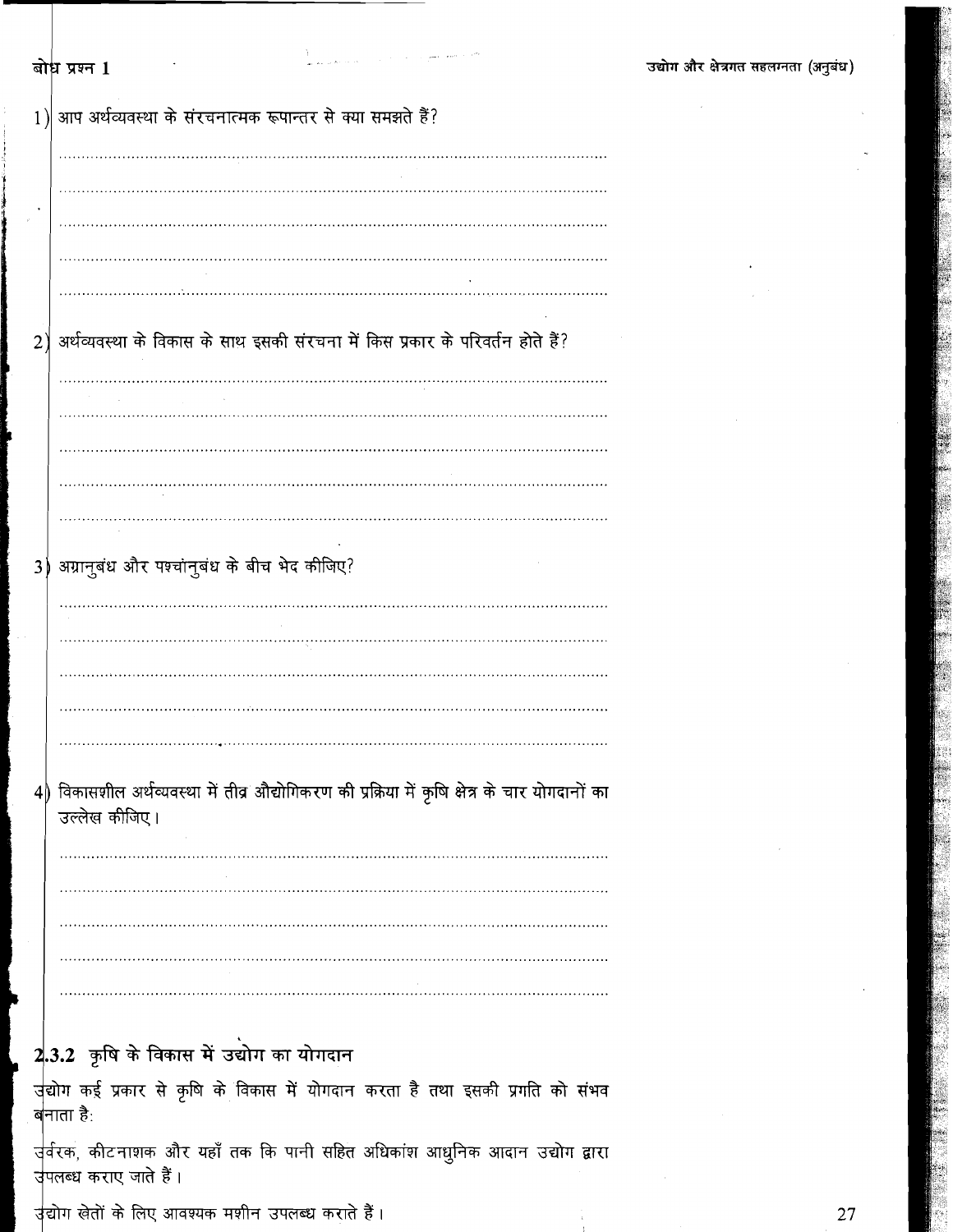बोध प्रश्न 1

1) आप अर्थव्यवस्था के संरचनात्मक रूपान्तर से क्या समझते हैं?

2) अर्थव्यवस्था के विकास के साथ इसकी संरचना में किस प्रकार के परिवर्तन होते हैं?

3) अग्रानुबंध और पश्चांनुबंध के बीच भेद कीजिए?

4) विकासशील अर्थव्यवस्था में तीव्र औद्योगिकरण की प्रक्रिया में कृषि क्षेत्र के चार योगदानों का उल्लेख कीजिए।

### 2.3.2 कृषि के विकास में उद्योग का योगदान

उद्योग कई प्रकार से कृषि के विकास में योगदान करता है तथा इसकी प्रगति को संभव बनाता है:

उर्वरक, कीटनाशक और यहाँ तक कि पानी सहित अधिकांश आधुनिक आदान उद्योग द्वारा उपलब्ध कराए जाते हैं।

उद्योग खेतों के लिए आवश्यक मशीन उपलब्ध कराते हैं।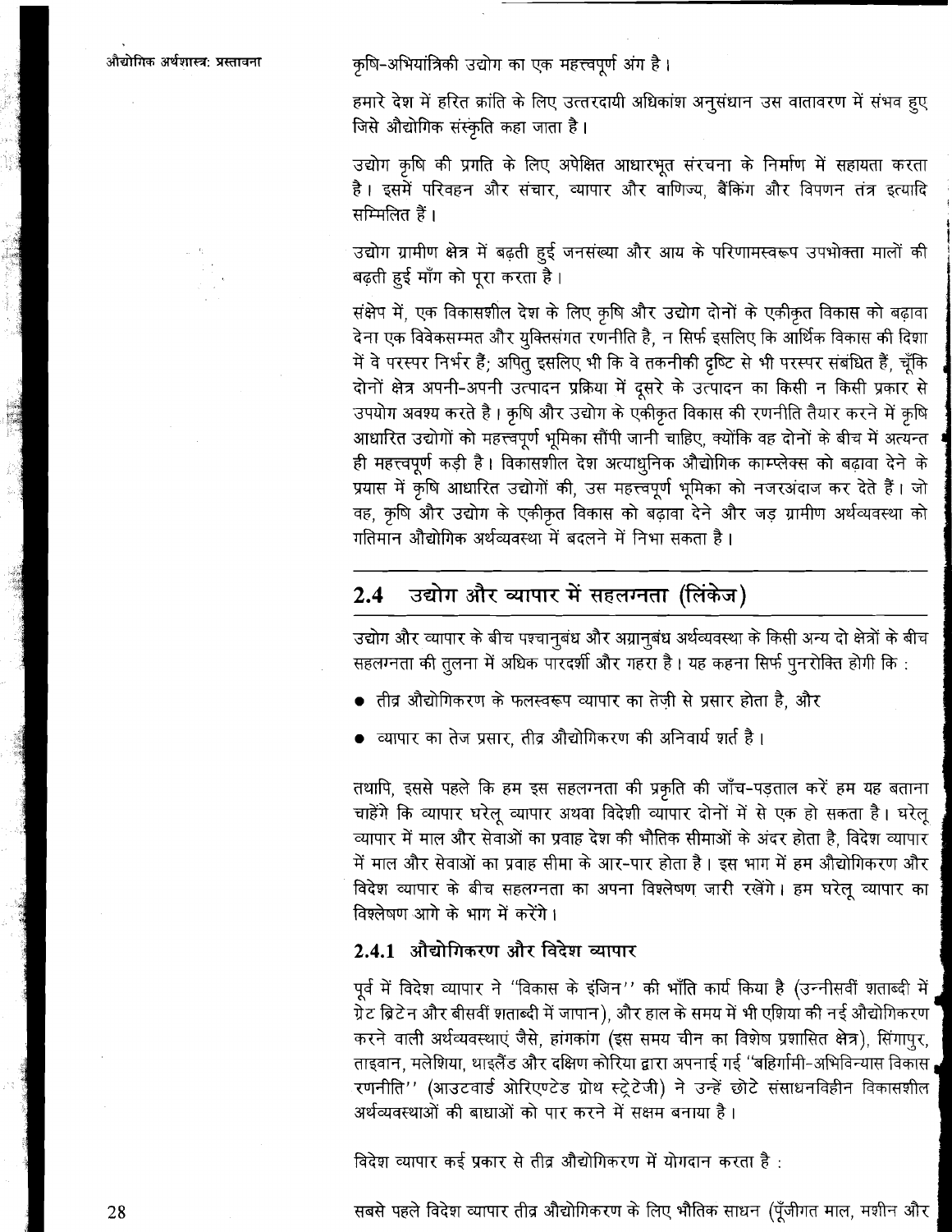कृषि-अभियांत्रिकी उद्योग का एक महत्त्वपूर्ण अंग है।

हमारे देश में हरित क्रांति के लिए उत्तरदायी अधिकांश अनुसंधान उस वातावरण में संभव हुए जिसे औद्योगिक संस्कृति कहा जाता है।

उद्योग कृषि की प्रगति के लिए अपेक्षित आधारभूत संरचना के निर्माण में सहायता करता है। इसमें परिवहन और संचार, व्यापार और वाणिज्य, बैंकिंग और विपणन तंत्र इत्यादि सम्मिलित हैं।

उद्योग ग्रामीण क्षेत्र में बढ़ती हुई जनसंख्या और आय के परिणामस्वरूप उपभोक्ता मालों की बढ़ती हुई माँग को पूरा करता है।

संक्षेप में, एक विकासशील देश के लिए कृषि और उद्योग दोनों के एकीकृत विकास को बढ़ावा देना एक विवेकसम्मत और युक्तिसंगत रणनीति है, न सिर्फ इसलिए कि आर्थिक विकास की दिशा में वे परस्पर निर्भर हैं; अपितु इसलिए भी कि वे तकनीकी दृष्टि से भी परस्पर संबंधित हैं, चूँकि दोनों क्षेत्र अपनी-अपनी उत्पादन प्रक्रिया में दूसरे के उत्पादन का किसी न किसी प्रकार से उपयोग अवश्य करते है। कृषि और उद्योग के एकीकृत विकास की रणनीति तैयार करने में कृषि आधारित उद्योगों को महत्त्वपूर्ण भूमिका सौंपी जानी चाहिए, क्योंकि वह दोनों के बीच में अत्यन्त ही महत्त्वपूर्ण कड़ी है। विकासशील देश अत्याधुनिक औद्योगिक काम्प्लेक्स को बढ़ावा देने के प्रयास में कृषि आधारित उद्योगों की, उस महत्त्वपूर्ण भूमिका को नजरअंदाज कर देते हैं। जो वह, कृषि और उद्योग के एकीकृत विकास को बढ़ावा देने और जड़ ग्रामीण अर्थव्यवस्था को गतिमान औद्योगिक अर्थव्यवस्था में बदलने में निभा सकता है।

## 2.4 उद्योग और व्यापार में सहलग्नता (लिंकेज)

उद्योग और व्यापार के बीच पश्चानुबंध और अग्रानुबंध अर्थव्यवस्था के किसी अन्य दो क्षेत्रों के बीच सहलग्नता की तुलना में अधिक पारदर्शी और गहरा है। यह कहना सिर्फ पुनरोक्ति होगी कि :

- तीव्र औद्योगिकरण के फलस्वरूप व्यापार का तेज़ी से प्रसार होता है, और
- व्यापार का तेज प्रसार, तीव्र औद्योगिकरण की अनिवार्य शर्त है।

तथापि, इससे पहले कि हम इस सहलग्नता की प्रकृति की जाँच-पड़ताल करें हम यह बताना चाहेंगे कि व्यापार घरेलू व्यापार अथवा विदेशी व्यापार दोनों में से एक हो सकता है। घरेलू व्यापार में माल और सेवाओं का प्रवाह देश की भौतिक सीमाओं के अंदर होता है, विदेश व्यापार में माल और सेवाओं का प्रवाह सीमा के आर-पार होता है। इस भाग में हम औद्योगिकरण और विदेश व्यापार के बीच सहलग्नता का अपना विश्लेषण जारी रखेंगे। हम घरेलू व्यापार का विश्लेषण आगे के भाग में करेंगे।

### 2.4.1 औद्योगिकरण और विदेश व्यापार

पूर्व में विदेश व्यापार ने "विकास के इंजिन" की भाँति कार्य किया है (उन्नीसवीं शताब्दी में ग्रेट ब्रिटेन और बीसवीं शताब्दी में जापान), और हाल के समय में भी एशिया की नई औद्योगिकरण करने वाली अर्थव्यवस्थाएं जैसे, हांगकांग (इस समय चीन का विशेष प्रशासित क्षेत्र), सिंगापुर, ताइवान, मलेशिया, थाइलैंड और दक्षिण कोरिया द्वारा अपनाई गई "बहिर्गामी-अभिविन्यास विकास रणनीति" (आउटवार्ड ओरिएण्टेड ग्रोथ स्ट्रेटेजी) ने उन्हें छोटे संसाधनविहीन विकासशील अर्थव्यवस्थाओं की बाधाओं को पार करने में सक्षम बनाया है।

विदेश व्यापार कई प्रकार से तीव्र औद्योगिकरण में योगदान करता है :

सबसे पहले विदेश व्यापार तीव्र औद्योगिकरण के लिए भौतिक साधन (पूँजीगत माल, मशीन और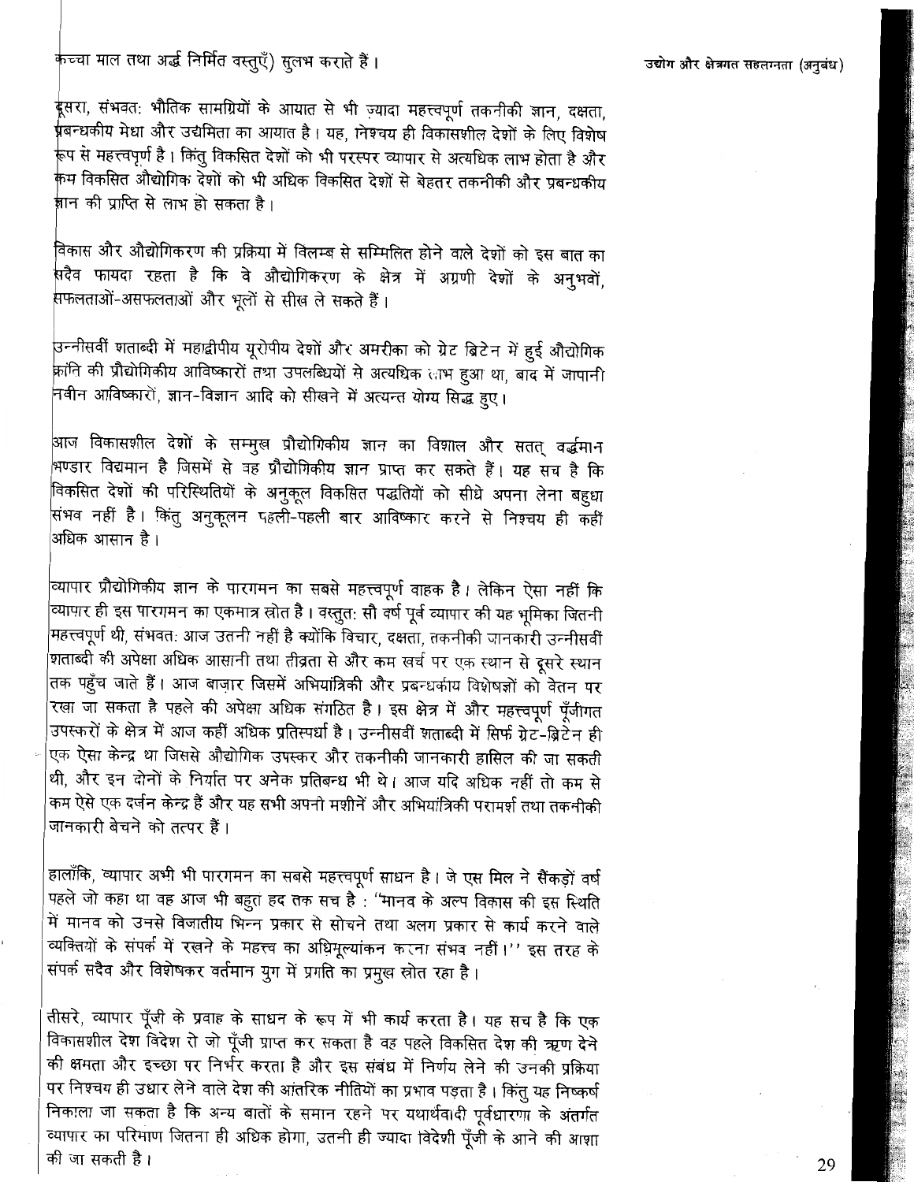कच्चा माल तथा अर्द्ध निर्मित वस्तुएँ) सुलभ कराते हैं।

दूसरा, संभवत: भौतिक सामग्रियों के आयात से भी ज़्यादा महत्त्वपूर्ण तकनीकी ज्ञान, दक्षता, प्रबन्धकीय मेधा और उद्यमिता का आयात है। यह, निश्चय ही विकासशील देशों के लिए विशेष रूप से महत्त्वपूर्ण है। किंतु विकसित देशों को भी परस्पर व्यापार से अत्यधिक लाभ होता है और कम विकसित औद्योगिक देशों को भी अधिक विकसित देशों से बेहतर तकनीकी और प्रबन्धकीय ज्ञान की प्राप्ति से लाभ हो सकता है।

विकास और औद्योगिकरण की प्रक्रिया में विलम्ब से सम्मिलित होने वाले देशों को इस बात का सदैव फायदा रहता है कि वे औद्योगिकरण के क्षेत्र में अग्रणी देशों के अनुभवों, सफलताओं-असफलताओं और भूलों से सीख ले सकते हैं।

उन्नीसवीं शताब्दी में महाद्वीपीय यूरोपीय देशों और अमरीका को ग्रेट ब्रिटेन में हुई औद्योगिक क्रांति की प्रौद्योगिकीय आविष्कारों तथा उपलब्धियों से अत्यधिक लाभ हुआ था, बाद में जापानी नवीन आविष्कारों, ज्ञान-विज्ञान आदि को सीखने में अत्यन्त योग्य सिद्ध हुए।

आज विकासशील देशों के सम्मुख प्रौद्योगिकीय ज्ञान का विशाल और सतत् वर्द्धमान भण्डार विद्यमान है जिसमें से वह प्रौद्योगिकीय ज्ञान प्राप्त कर सकते हैं। यह सच है कि विकसित देशों की परिस्थितियों के अनुकूल विकसित पद्धतियों को सीधे अपना लेना बहुधा संभव नहीं है। किंतु अनुकूलन पहली-पहली बार आविष्कार करने से निश्चय ही कहीं अधिक आसान है।

व्यापार प्रौद्योगिकीय ज्ञान के पारगमन का सबसे महत्त्वपूर्ण वाहक है। लेकिन ऐसा नहीं कि व्यापार ही इस पारगमन का एकमात्र स्रोत है। वस्तुत: सौ वर्ष पूर्व व्यापार की यह भूमिका जितनी महत्त्वपूर्ण थी, संभवत: आज उतनी नहीं है क्योंकि विचार, दक्षता, तकनीकी जानकारी उन्नीसवीं शताब्दी की अपेक्षा अधिक आसानी तथा तीव्रता से और कम खर्च पर एक स्थान से दूसरे स्थान तक पहुँच जाते हैं। आज बाज़ार जिसमें अभियांत्रिकी और प्रबन्धकीय विशेषज्ञों को वेतन पर रखा जा सकता है पहले की अपेक्षा अधिक संगठित है। इस क्षेत्र में और महत्त्वपूर्ण पूँजीगत उपस्करों के क्षेत्र में आज कहीं अधिक प्रतिस्पर्धा है। उन्नीसवीं शताब्दी में सिर्फ ग्रेट-ब्रिटेन ही एक ऐसा केन्द्र था जिससे औद्योगिक उपस्कर और तकनीकी जानकारी हासिल की जा सकती थी, और इन दोनों के निर्यात पर अनेक प्रतिबन्ध भी थे। आज यदि अधिक नहीं तो कम से कम ऐसे एक दर्जन केन्द्र हैं और यह सभी अपनी मशीनें और अभियांत्रिकी परामर्श तथा तकनीकी जानकारी बेचने को तत्पर हैं।

हालाँकि, व्यापार अभी भी पारगमन का सबसे महत्त्वपूर्ण साधन है। जे एस मिल ने सैंकड़ों वर्ष पहले जो कहा था वह आज भी बहुत हद तक सच है : "मानव के अल्प विकास की इस स्थिति में मानव को उनसे विजातीय भिन्न प्रकार से सोचने तथा अलग प्रकार से कार्य करने वाले व्यक्तियों के संपर्क में रखने के महत्त्व का अधिमूल्यांकन करना संभव नहीं।" इस तरह के संपर्क सदैव और विशेषकर वर्तमान युग में प्रगति का प्रमुख स्रोत रहा है।

तीसरे, व्यापार पूँजी के प्रवाह के साधन के रूप में भी कार्य करता है। यह सच है कि एक विकासशील देश विदेश से जो पूँजी प्राप्त कर सकता है वह पहले विकसित देश की ऋण देने की क्षमता और इच्छा पर निर्भर करता है और इस संबंध में निर्णय लेने की उनकी प्रक्रिया पर निश्चय ही उधार लेने वाले देश की आंतरिक नीतियों का प्रभाव पड़ता है। किंतु यह निष्कर्ष निकाला जा सकता है कि अन्य बातों के समान रहने पर यथार्थवादी पूर्वधारणा के अंतर्गत व्यापार का परिमाण जितना ही अधिक होगा, उतनी ही ज्यादा विदेशी पूँजी के आने की आशा की जा सकती है।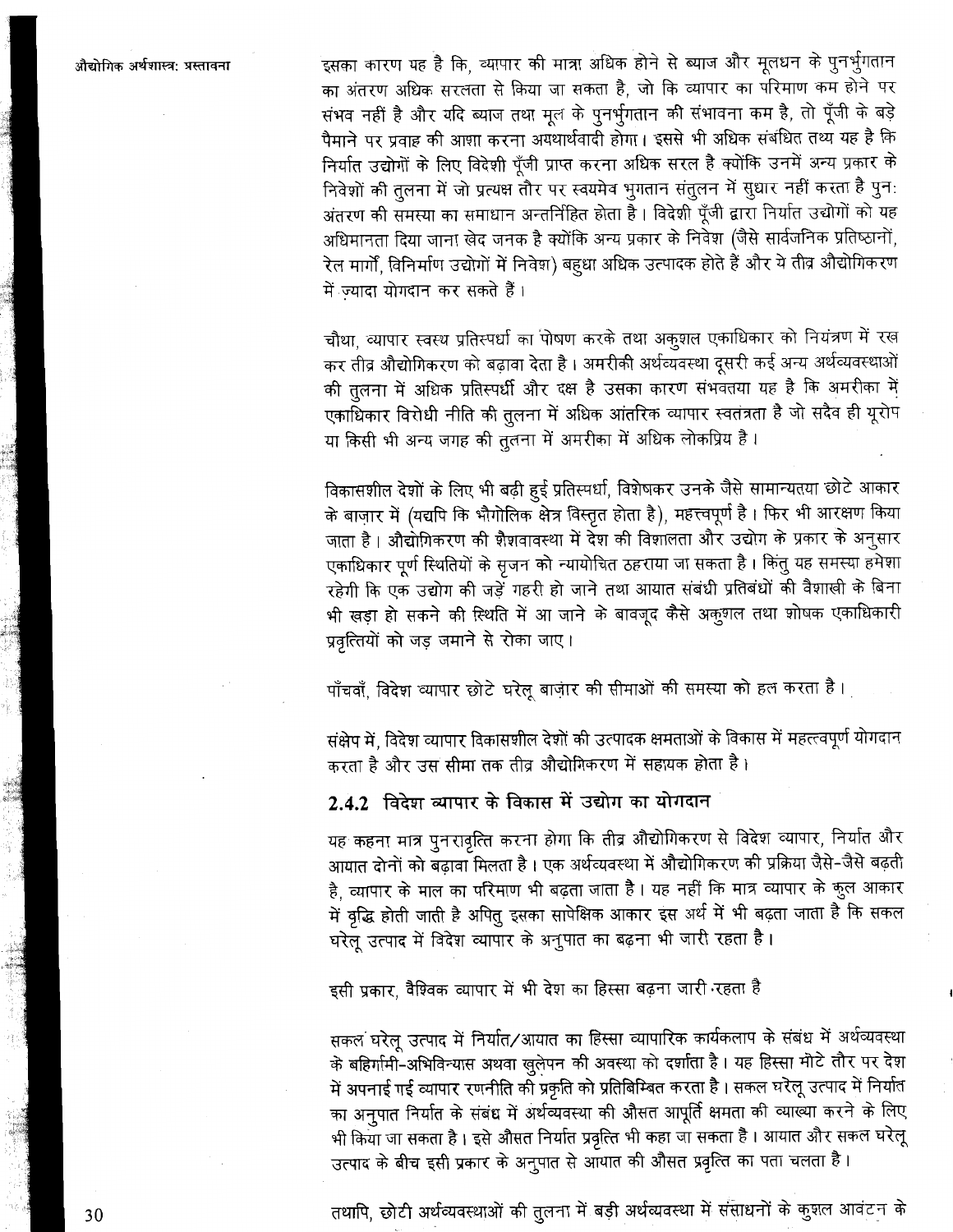इसका कारण यह है कि, व्यापार की मात्रा अधिक होने से ब्याज और मूलधन के पुनर्भुगतान का अंतरण अधिक सरलता से किया जा सकता है, जो कि व्यापार का परिमाण कम होने पर संभव नहीं है और यदि ब्याज तथा मूल के पुनर्भुगतान की संभावना कम है, तो पूँजी के बड़े पैमाने पर प्रवाह की आशा करना अयथार्थवादी होगा। इससे भी अधिक संबंधित तथ्य यह है कि निर्यात उद्योगों के लिए विदेशी पूँजी प्राप्त करना अधिक सरल है क्योंकि उनमें अन्य प्रकार के निवेशों की तुलना में जो प्रत्यक्ष तौर पर स्वयमेव भुगतान संतुलन में सुधार नहीं करता है पुनः अंतरण की समस्या का समाधान अन्तर्निहित होता है। विदेशी पूँजी द्वारा निर्यात उद्योगों को यह अधिमानता दिया जाना खेद जनक है क्योंकि अन्य प्रकार के निवेश (जैसे सार्वजनिक प्रतिष्ठानों, रेल मार्गों, विनिर्माण उद्योगों में निवेश) बहुधा अधिक उत्पादक होते हैं और ये तीव्र औद्योगिकरण में ज़्यादा योगदान कर सकते हैं।

चौथा, व्यापार स्वस्थ प्रतिस्पर्धा का पोषण करके तथा अकुशल एकाधिकार को नियंत्रण में रख कर तीव्र औद्योगिकरण को बढ़ावा देता है। अमरीकी अर्थव्यवस्था दूसरी कई अन्य अर्थव्यवस्थाओं की तुलना में अधिक प्रतिस्पर्धी और दक्ष है उसका कारण संभवतया यह है कि अमरीका में एकाधिकार विरोधी नीति की तुलना में अधिक आंतरिक व्यापार स्वतंत्रता है जो सदैव ही यूरोप या किसी भी अन्य जगह की तुलना में अमरीका में अधिक लोकप्रिय है।

विकासशील देशों के लिए भी बढ़ी हुई प्रतिस्पर्धा, विशेषकर उनके जैसे सामान्यतया छोटे आकार के बाज़ार में (यद्यपि कि भौगोलिक क्षेत्र विस्तृत होता है), महत्त्वपूर्ण है। फिर भी आरक्षण किया जाता है। औद्योगिकरण की शैशवावस्था में देश की विशालता और उद्योग के प्रकार के अनुसार एकाधिकार पूर्ण स्थितियों के सृजन को न्यायोचित ठहराया जा सकता है। किंतु यह समस्या हमेशा रहेगी कि एक उद्योग की जड़ें गहरी हो जाने तथा आयात संबंधी प्रतिबंधों की वैशाखी के बिना भी खड़ा हो सकने की स्थिति में आ जाने के बावजूद कैसे अकुशल तथा शोषक एकाधिकारी प्रवृत्तियों को जड़ जमाने से रोका जाए।

पाँचवाँ, विदेश व्यापार छोटे घरेलू बाज़ार की सीमाओं की समस्या को हल करता है।

संक्षेप में, विदेश व्यापार विकासशील देशों की उत्पादक क्षमताओं के विकास में महत्त्वपूर्ण योगदान करता है और उस सीमा तक तीव्र औद्योगिकरण में सहायक होता है।

### 2.4.2 विदेश व्यापार के विकास में उद्योग का योगदान

यह कहना मात्र पुनरावृत्ति करना होगा कि तीव्र औद्योगिकरण से विदेश व्यापार, निर्यात और आयात दोनों को बढ़ावा मिलता है। एक अर्थव्यवस्था में औद्योगिकरण की प्रक्रिया जैसे-जैसे बढ़ती है, व्यापार के माल का परिमाण भी बढ़ता जाता है। यह नहीं कि मात्र व्यापार के कुल आकार में वृद्धि होती जाती है अपितु इसका सापेक्षिक आकार इस अर्थ में भी बढ़ता जाता है कि सकल घरेलू उत्पाद में विदेश व्यापार के अनुपात का बढ़ना भी जारी रहता है।

इसी प्रकार, वैश्विक व्यापार में भी देश का हिस्सा बढ़ना जारी रहता है

सकल घरेलू उत्पाद में निर्यात/आयात का हिस्सा व्यापारिक कार्यकलाप के संबंध में अर्थव्यवस्था के बहिर्गामी-अभिविन्यास अथवा खुलेपन की अवस्था को दर्शाता है। यह हिस्सा मोटे तौर पर देश में अपनाई गई व्यापार रणनीति की प्रकृति को प्रतिबिम्बित करता है। सकल घरेलू उत्पाद में निर्यात का अनुपात निर्यात के संबंध में अर्थव्यवस्था की औसत आपूर्ति क्षमता की व्याख्या करने के लिए भी किया जा सकता है। इसे औसत निर्यात प्रवृत्ति भी कहा जा सकता है। आयात और सकल घरेलू उत्पाद के बीच इसी प्रकार के अनुपात से आयात की औसत प्रवृत्ति का पता चलता है।

तथापि, छोटी अर्थव्यवस्थाओं की तुलना में बड़ी अर्थव्यवस्था में संसाधनों के कुशल आवंटन के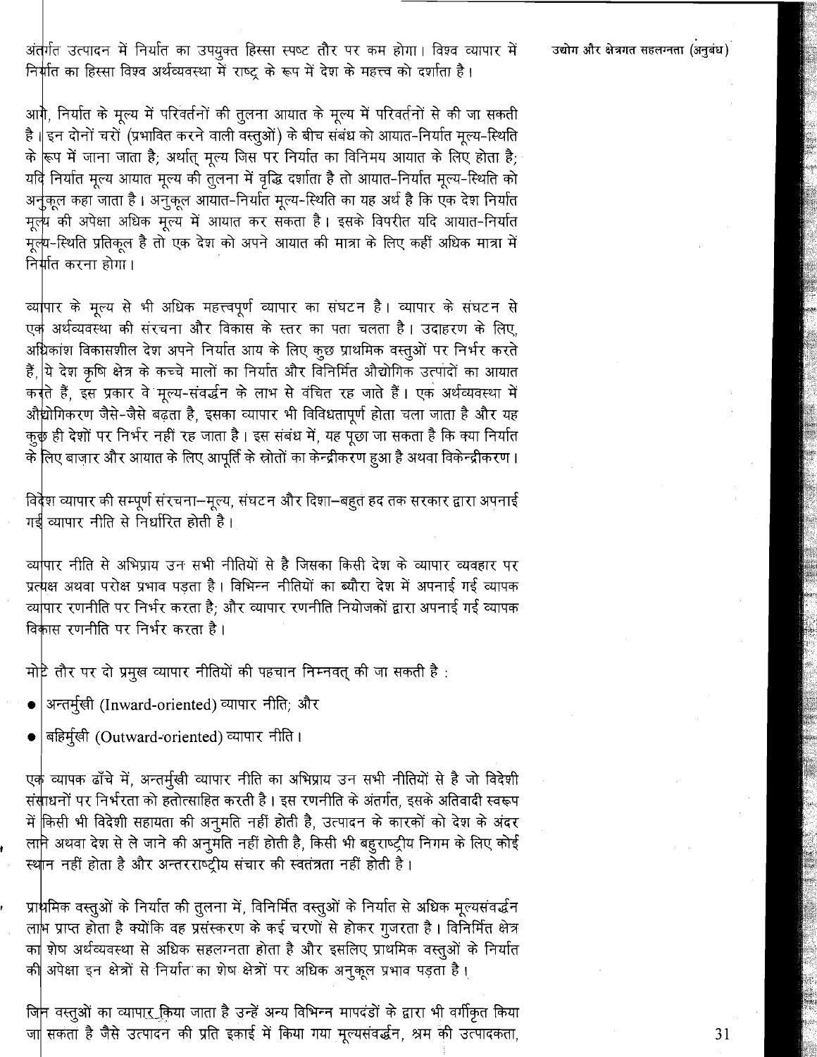अंतर्गत उत्पादन में निर्यात का उपयुक्त हिस्सा स्पष्ट तौर पर कम होगा। विश्व व्यापार में निर्यात का हिस्सा विश्व अर्थव्यवस्था में राष्ट्र के रूप में देश के महत्त्व को दर्शाता है।

आगे, निर्यात के मूल्य में परिवर्तनों की तुलना आयात के मूल्य में परिवर्तनों से की जा सकती है। इन दोनों चरों (प्रभावित करने वाली वस्तुओं) के बीच संबंध को आयात-निर्यात मूल्य-स्थिति के रूप में जाना जाता है; अर्थात् मूल्य जिस पर निर्यात का विनिमय आयात के लिए होता है; यदि निर्यात मूल्य आयात मूल्य की तुलना में वृद्धि दर्शाता है तो आयात-निर्यात मूल्य-स्थिति को अनुकूल कहा जाता है। अनुकूल आयात-निर्यात मूल्य-स्थिति का यह अर्थ है कि एक देश निर्यात मूल्य की अपेक्षा अधिक मूल्य में आयात कर सकता है। इसके विपरीत यदि आयात-निर्यात मूल्य-स्थिति प्रतिकूल है तो एक देश को अपने आयात की मात्रा के लिए कहीं अधिक मात्रा में निर्यात करना होगा।

व्यापार के मूल्य से भी अधिक महत्त्वपूर्ण व्यापार का संघटन है। व्यापार के संघटन से एक अर्थव्यवस्था की संरचना और विकास के स्तर का पता चलता है। उदाहरण के लिए, अधिकांश विकासशील देश अपने निर्यात आय के लिए कुछ प्राथमिक वस्तुओं पर निर्भर करते हैं, ये देश कृषि क्षेत्र के कच्चे मालों का निर्यात और विनिर्मित औद्योगिक उत्पादों का आयात करते हैं, इस प्रकार वे मूल्य-संवर्द्धन के लाभ से वंचित रह जाते हैं। एक अर्थव्यवस्था में औद्योगिकरण जैसे-जैसे बढ़ता है, इसका व्यापार भी विविधतापूर्ण होता चला जाता है और यह कुछ ही देशों पर निर्भर नहीं रह जाता है। इस संबंध में, यह पूछा जा सकता है कि क्या निर्यात के लिए बाज़ार और आयात के लिए आपूर्ति के स्रोतों का केन्द्रीकरण हुआ है अथवा विकेन्द्रीकरण।

विदेश व्यापार की सम्पूर्ण संरचना–मूल्य, संघटन और दिशा–बहुत हद तक सरकार द्वारा अपनाई गई व्यापार नीति से निर्धारित होती है।

व्यापार नीति से अभिप्राय उन सभी नीतियों से है जिसका किसी देश के व्यापार व्यवहार पर प्रत्यक्ष अथवा परोक्ष प्रभाव पड़ता है। विभिन्न नीतियों का ब्यौरा देश में अपनाई गई व्यापक व्यापार रणनीति पर निर्भर करता है; और व्यापार रणनीति नियोजकों द्वारा अपनाई गई व्यापक विकास रणनीति पर निर्भर करता है।

मोटे तौर पर दो प्रमुख व्यापार नीतियों की पहचान निम्नवत् की जा सकती है :

- अन्तर्मुखी (Inward-oriented) व्यापार नीति; और
- बहिर्मुखी (Outward-oriented) व्यापार नीति।

एक व्यापक ढाँचे में, अन्तर्मुखी व्यापार नीति का अभिप्राय उन सभी नीतियों से है जो विदेशी संसाधनों पर निर्भरता को हतोत्साहित करती है। इस रणनीति के अंतर्गत, इसके अतिवादी स्वरूप में किसी भी विदेशी सहायता की अनुमति नहीं होती है, उत्पादन के कारकों को देश के अंदर लाने अथवा देश से ले जाने की अनुमति नहीं होती है, किसी भी बहुराष्ट्रीय निगम के लिए कोई स्थान नहीं होता है और अन्तरराष्ट्रीय संचार की स्वतंत्रता नहीं होती है।

प्राथमिक वस्तुओं के निर्यात की तुलना में, विनिर्मित वस्तुओं के निर्यात से अधिक मूल्यसंवर्द्धन लाभ प्राप्त होता है क्योंकि वह प्रसंस्करण के कई चरणों से होकर गुजरता है। विनिर्मित क्षेत्र का शेष अर्थव्यवस्था से अधिक सहलग्नता होता है और इसलिए प्राथमिक वस्तुओं के निर्यात की अपेक्षा इन क्षेत्रों से निर्यात का शेष क्षेत्रों पर अधिक अनुकूल प्रभाव पड़ता है।

जिन वस्तुओं का व्यापार किया जाता है उन्हें अन्य विभिन्न मापदंडों के द्वारा भी वर्गीकृत किया जा सकता है जैसे उत्पादन की प्रति इकाई में किया गया मूल्यसंवर्द्धन, श्रम की उत्पादकता,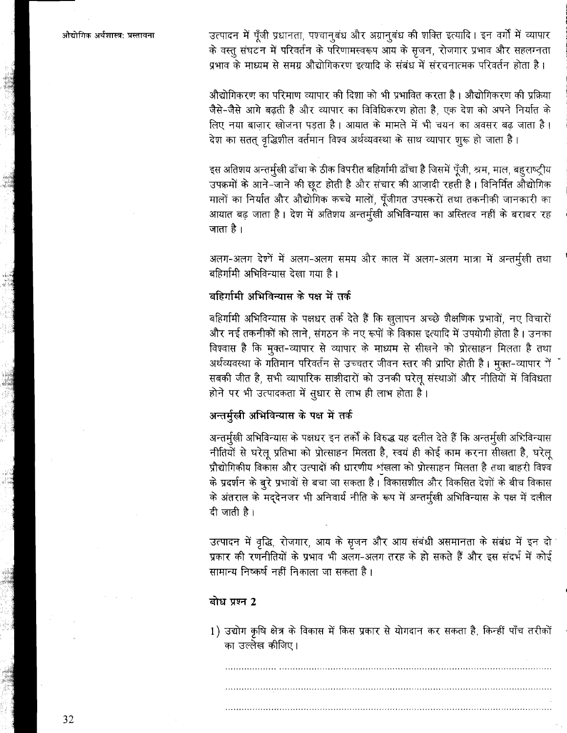उत्पादन में पूँजी प्रधानता, पश्चानुबंध और अग्रानुबंध की शक्ति इत्यादि। इन वर्गों में व्यापार के वस्तु संघटन में परिवर्तन के परिणामस्वरूप आय के सृजन, रोजगार प्रभाव और सहलग्नता प्रभाव के माध्यम से समग्र औद्योगिकरण इत्यादि के संबंध में संरचनात्मक परिवर्तन होता है।

औद्योगिकरण का परिमाण व्यापार की दिशा को भी प्रभावित करता है। औद्योगिकरण की प्रक्रिया जैसे-जैसे आगे बढ़ती है और व्यापार का विविधिकरण होता है, एक देश को अपने निर्यात के लिए नया बाज़ार खोजना पड़ता है। आयात के मामले में भी चयन का अवसर बढ़ जाता है। देश का सतत् वृद्धिशील वर्तमान विश्व अर्थव्यवस्था के साथ व्यापार शुरू हो जाता है।

इस अतिशय अन्तर्मुखी ढाँचा के ठीक विपरीत बहिर्गामी ढाँचा है जिसमें पूँजी, श्रम, माल, बहुराष्ट्रीय उपक्रमों के आने-जाने की छूट होती है और संचार की आज़ादी रहती है। विनिर्मित औद्योगिक मालों का निर्यात और औद्योगिक कच्चे मालों, पूँजीगत उपस्करों तथा तकनीकी जानकारी का आयात बढ़ जाता है। देश में अतिशय अन्तर्मुखी अभिविन्यास का अस्तित्व नहीं के बराबर रह जाता है।

अलग-अलग देशों में अलग-अलग समय और काल में अलग-अलग मात्रा में अन्तर्मुखी तथा बहिर्गामी अभिविन्यास देखा गया है।

### बहिर्गामी अभिविन्यास के पक्ष में तर्क

बहिर्गामी अभिविन्यास के पक्षधर तर्क देते हैं कि खुलापन अच्छे शैक्षणिक प्रभावों, नए विचारों और नई तकनीकों को लाने, संगठन के नए रूपों के विकास इत्यादि में उपयोगी होता है। उनका विश्वास है कि मुक्त-व्यापार से व्यापार के माध्यम से सीखने को प्रोत्साहन मिलता है तथा अर्थव्यवस्था के गतिमान परिवर्तन से उच्चतर जीवन स्तर की प्राप्ति होती है। मुक्त-व्यापार में सबकी जीत है, सभी व्यापारिक साझीदारों को उनकी घरेलू संस्थाओं और नीतियों में विविधता होने पर भी उत्पादकता में सुधार से लाभ ही लाभ होता है।

### अन्तर्मुखी अभिविन्यास के पक्ष में तर्क

अन्तर्मुखी अभिविन्यास के पक्षधर इन तर्कों के विरुद्ध यह दलील देते हैं कि अन्तर्मुखी अभिविन्यास नीतियों से घरेलू प्रतिभा को प्रोत्साहन मिलता है, स्वयं ही कोई काम करना सीखता है, घरेलू प्रौद्योगिकीय विकास और उत्पादों की धारणीय श्रृंखला को प्रोत्साहन मिलता है तथा बाहरी विश्व के प्रदर्शन के बुरे प्रभावों से बचा जा सकता है। विकासशील और विकसित देशों के बीच विकास के अंतराल के मद्देनजर भी अनिवार्य नीति के रूप में अन्तर्मुखी अभिविन्यास के पक्ष में दलील दी जाती है।

उत्पादन में वृद्धि, रोजगार, आय के सृजन और आय संबंधी असमानता के संबंध में इन दो प्रकार की रणनीतियों के प्रभाव भी अलग-अलग तरह के हो सकते हैं और इस संदर्भ में कोई सामान्य निष्कर्ष नहीं निकाला जा सकता है।

### बोध प्रश्न 2

1) उद्योग कृषि क्षेत्र के विकास में किस प्रकार से योगदान कर सकता है, किन्हीं पाँच तरीकों का उल्लेख कीजिए।

..........................................................................................................

..........................................................................................................

..........................................................................................................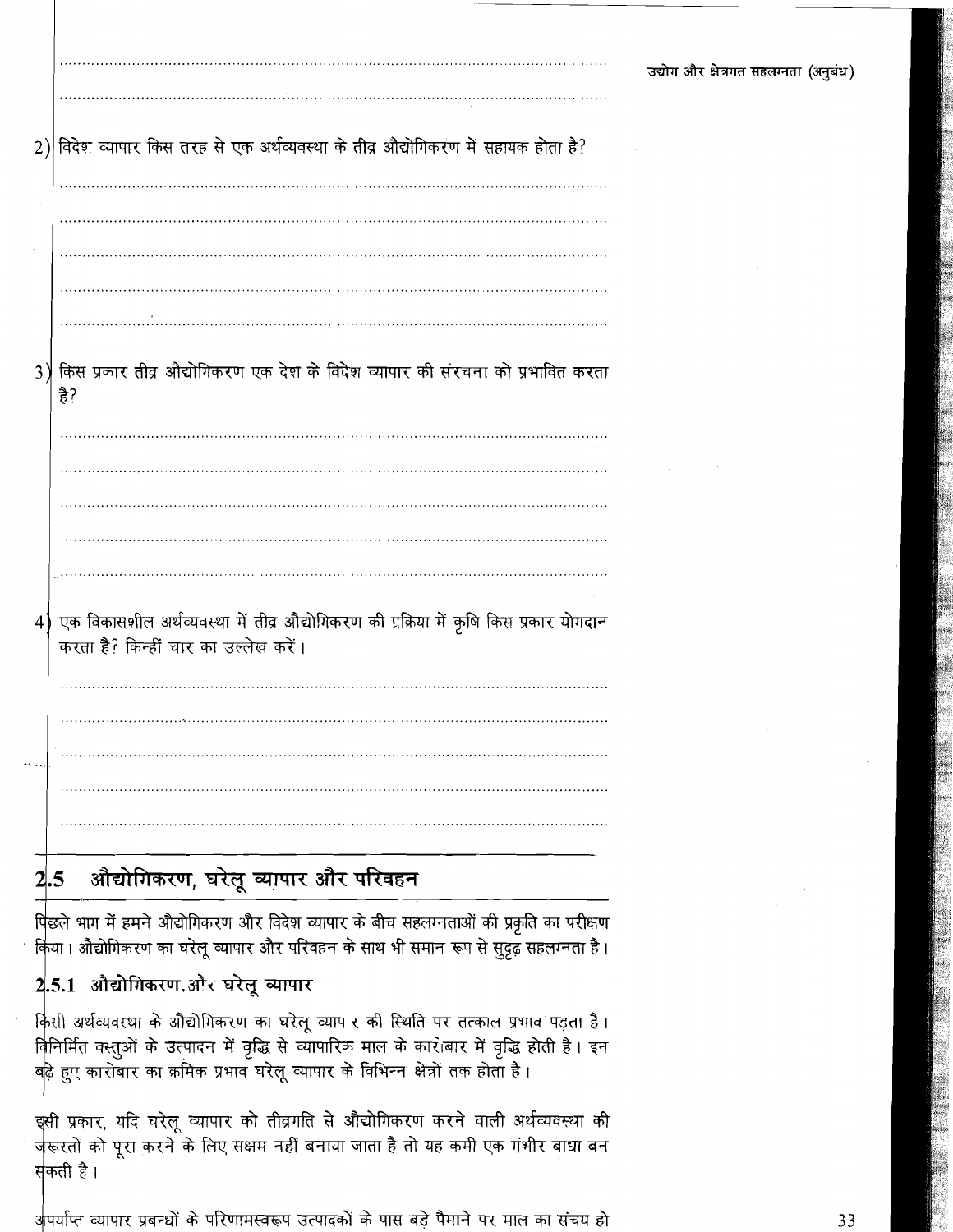2) विदेश व्यापार किस तरह से एक अर्थव्यवस्था के तीव्र औद्योगिकरण में सहायक होता है?

3) किस प्रकार तीव्र औद्योगिकरण एक देश के विदेश व्यापार की संरचना को प्रभावित करता है?

4) एक विकासशील अर्थव्यवस्था में तीव्र औद्योगिकरण की प्रक्रिया में कृषि किस प्रकार योगदान करता है? किन्हीं चार का उल्लेख करें।

## 2.5 औद्योगिकरण, घरेलू व्यापार और परिवहन

पिछले भाग में हमने औद्योगिकरण और विदेश व्यापार के बीच सहलग्नताओं की प्रकृति का परीक्षण किया। औद्योगिकरण का घरेलू व्यापार और परिवहन के साथ भी समान रूप से सुदृढ़ सहलग्नता है।

### 2.5.1 औद्योगिकरण और घरेलू व्यापार

किसी अर्थव्यवस्था के औद्योगिकरण का घरेलू व्यापार की स्थिति पर तत्काल प्रभाव पड़ता है। विनिर्मित वस्तुओं के उत्पादन में वृद्धि से व्यापारिक माल के कारोबार में वृद्धि होती है। इन बढ़े हुए कारोबार का क्रमिक प्रभाव घरेलू व्यापार के विभिन्न क्षेत्रों तक होता है।

इसी प्रकार, यदि घरेलू व्यापार को तीव्रगति से औद्योगिकरण करने वाली अर्थव्यवस्था की जरूरतों को पूरा करने के लिए सक्षम नहीं बनाया जाता है तो यह कमी एक गंभीर बाधा बन सकती है।

अपर्याप्त व्यापार प्रबन्धों के परिणामस्वरूप उत्पादकों के पास बड़े पैमाने पर माल का संचय हो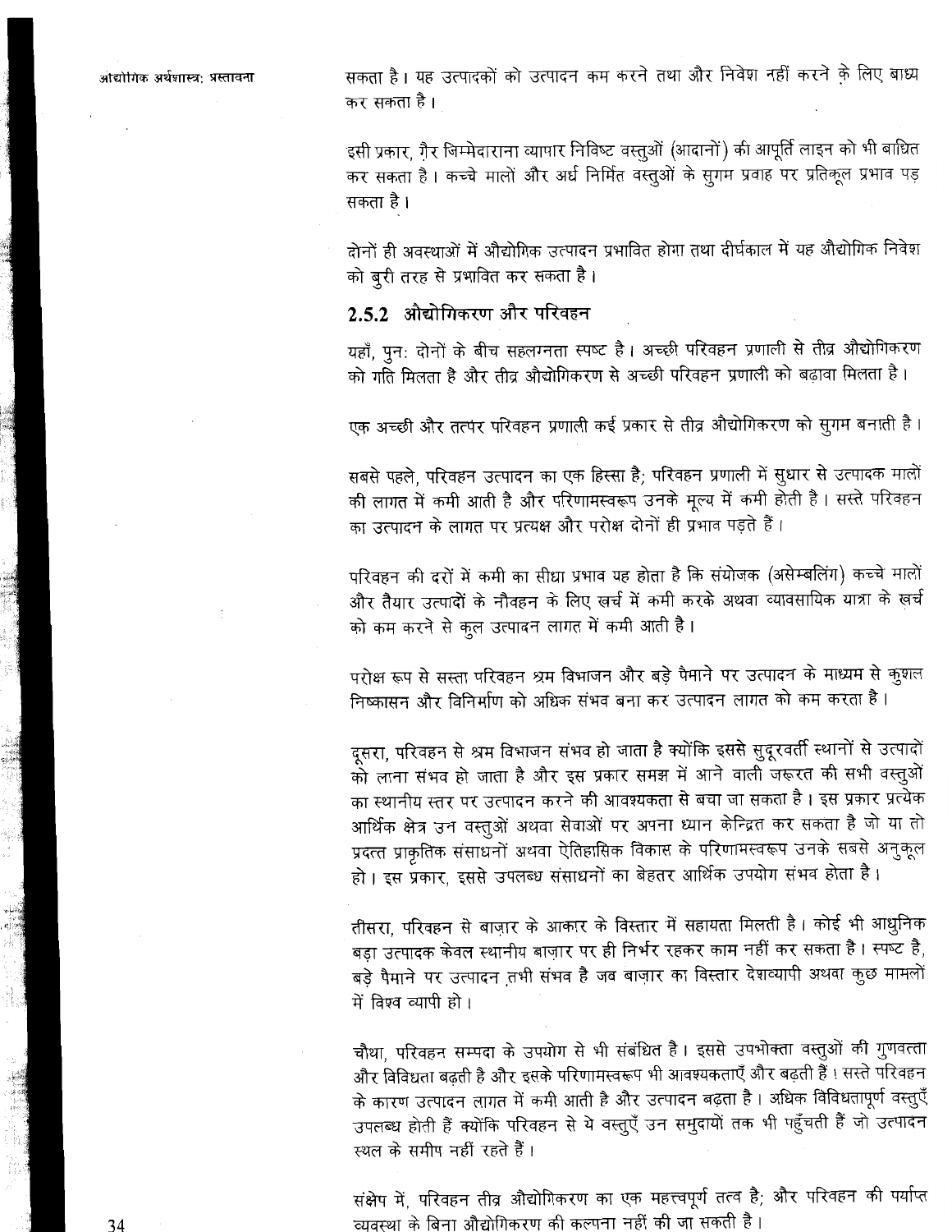सकता है। यह उत्पादकों को उत्पादन कम करने तथा और निवेश नहीं करने के लिए बाध्य कर सकता है।

इसी प्रकार, ग़ैर जिम्मेदाराना व्यापार निविष्ट वस्तुओं (आदानों) की आपूर्ति लाइन को भी बाधित कर सकता है। कच्चे मालों और अर्ध निर्मित वस्तुओं के सुगम प्रवाह पर प्रतिकूल प्रभाव पड़ सकता है।

दोनों ही अवस्थाओं में औद्योगिक उत्पादन प्रभावित होगा तथा दीर्घकाल में यह औद्योगिक निवेश को बुरी तरह से प्रभावित कर सकता है।

### 2.5.2 औद्योगिकरण और परिवहन

यहाँ, पुनः दोनों के बीच सहलग्नता स्पष्ट है। अच्छी परिवहन प्रणाली से तीव्र औद्योगिकरण को गति मिलता है और तीव्र औद्योगिकरण से अच्छी परिवहन प्रणाली को बढ़ावा मिलता है।

एक अच्छी और तत्पर परिवहन प्रणाली कई प्रकार से तीव्र औद्योगिकरण को सुगम बनाती है।

सबसे पहले, परिवहन उत्पादन का एक हिस्सा है; परिवहन प्रणाली में सुधार से उत्पादक मालों की लागत में कमी आती है और परिणामस्वरूप उनके मूल्य में कमी होती है। सस्ते परिवहन का उत्पादन के लागत पर प्रत्यक्ष और परोक्ष दोनों ही प्रभाव पड़ते हैं।

परिवहन की दरों में कमी का सीधा प्रभाव यह होता है कि संयोजक (असेम्बलिंग) कच्चे मालों और तैयार उत्पादों के नौवहन के लिए ख़र्च में कमी करके अथवा व्यावसायिक यात्रा के ख़र्च को कम करने से कुल उत्पादन लागत में कमी आती है।

परोक्ष रूप से सस्ता परिवहन श्रम विभाजन और बड़े पैमाने पर उत्पादन के माध्यम से कुशल निष्कासन और विनिर्माण को अधिक संभव बना कर उत्पादन लागत को कम करता है।

दूसरा, परिवहन से श्रम विभाजन संभव हो जाता है क्योंकि इससे सुदूरवर्ती स्थानों से उत्पादों को लाना संभव हो जाता है और इस प्रकार समझ में आने वाली जरूरत की सभी वस्तुओं का स्थानीय स्तर पर उत्पादन करने की आवश्यकता से बचा जा सकता है। इस प्रकार प्रत्येक आर्थिक क्षेत्र उन वस्तुओं अथवा सेवाओं पर अपना ध्यान केन्द्रित कर सकता है जो या तो प्रदत्त प्राकृतिक संसाधनों अथवा ऐतिहासिक विकास के परिणामस्वरूप उनके सबसे अनुकूल हो। इस प्रकार, इससे उपलब्ध संसाधनों का बेहतर आर्थिक उपयोग संभव होता है।

तीसरा, परिवहन से बाज़ार के आकार के विस्तार में सहायता मिलती है। कोई भी आधुनिक बड़ा उत्पादक केवल स्थानीय बाज़ार पर ही निर्भर रहकर काम नहीं कर सकता है। स्पष्ट है, बड़े पैमाने पर उत्पादन तभी संभव है जब बाज़ार का विस्तार देशव्यापी अथवा कुछ मामलों में विश्व व्यापी हो।

चौथा, परिवहन सम्पदा के उपयोग से भी संबंधित है। इससे उपभोक्ता वस्तुओं की गुणवत्ता और विविधता बढ़ती है और इसके परिणामस्वरूप भी आवश्यकताएँ और बढ़ती हैं। सस्ते परिवहन के कारण उत्पादन लागत में कमी आती है और उत्पादन बढ़ता है। अधिक विविधतापूर्ण वस्तुएँ उपलब्ध होती हैं क्योंकि परिवहन से ये वस्तुएँ उन समुदायों तक भी पहुँचती हैं जो उत्पादन स्थल के समीप नहीं रहते हैं।

संक्षेप में, परिवहन तीव्र औद्योगिकरण का एक महत्त्वपूर्ण तत्व है; और परिवहन की पर्याप्त व्यवस्था के बिना औद्योगिकरण की कल्पना नहीं की जा सकती है।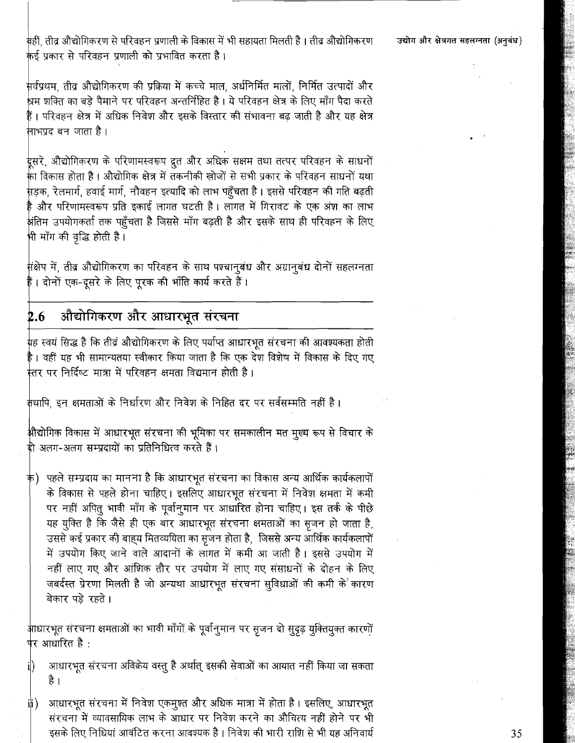वहीं, तीव्र औद्योगिकरण से परिवहन प्रणाली के विकास में भी सहायता मिलती है। तीव्र औद्योगिकरण कई प्रकार से परिवहन प्रणाली को प्रभावित करता है।

सर्वप्रथम, तीव्र औद्योगिकरण की प्रक्रिया में कच्चे माल, अर्धनिर्मित मालों, निर्मित उत्पादों और श्रम शक्ति का बड़े पैमाने पर परिवहन अन्तर्निहित है। ये परिवहन क्षेत्र के लिए माँग पैदा करते हैं। परिवहन क्षेत्र में अधिक निवेश और इसके विस्तार की संभावना बढ़ जाती है और यह क्षेत्र लाभप्रद बन जाता है।

दूसरे, औद्योगिकरण के परिणामस्वरूप द्रुत और अधिक सक्षम तथा तत्पर परिवहन के साधनों का विकास होता है। औद्योगिक क्षेत्र में तकनीकी खोजों से सभी प्रकार के परिवहन साधनों यथा सड़क, रेलमार्ग, हवाई मार्ग, नौवहन इत्यादि को लाभ पहुँचता है। इससे परिवहन की गति बढ़ती है और परिणामस्वरूप प्रति इकाई लागत घटती है। लागत में गिरावट के एक अंश का लाभ अंतिम उपयोगकर्ता तक पहुँचता है जिससे माँग बढ़ती है और इसके साथ ही परिवहन के लिए भी माँग की वृद्धि होती है।

संक्षेप में, तीव्र औद्योगिकरण का परिवहन के साथ पश्चानुबंध और अग्रानुबंध दोनों सहलग्नता हैं। दोनों एक-दूसरे के लिए पूरक की भाँति कार्य करते हैं।

## 2.6 औद्योगिकरण और आधारभूत संरचना

यह स्वयं सिद्ध है कि तीव्र औद्योगिकरण के लिए पर्याप्त आधारभूत संरचना की आवश्यकता होती है। वहीं यह भी सामान्यतया स्वीकार किया जाता है कि एक देश विशेष में विकास के दिए गए स्तर पर निर्दिष्ट मात्रा में परिवहन क्षमता विद्यमान होती है।

तथापि, इन क्षमताओं के निर्धारण और निवेश के निहित दर पर सर्वसम्मति नहीं है।

औद्योगिक विकास में आधारभूत संरचना की भूमिका पर समकालीन मत मुख्य रूप से विचार के दो अलग-अलग सम्प्रदायों का प्रतिनिधित्व करते हैं।

क) पहले सम्प्रदाय का मानना है कि आधारभूत संरचना का विकास अन्य आर्थिक कार्यकलापों के विकास से पहले होना चाहिए। इसलिए आधारभूत संरचना में निवेश क्षमता में कमी पर नहीं अपितु भावी माँग के पूर्वानुमान पर आधारित होना चाहिए। इस तर्क के पीछे यह युक्ति है कि जैसे ही एक बार आधारभूत संरचना क्षमताओं का सृजन हो जाता है, उससे कई प्रकार की बाह्य मितव्ययिता का सृजन होता है, जिससे अन्य आर्थिक कार्यकलापों में उपयोग किए जाने वाले आदानों के लागत में कमी आ जाती है। इससे उपयोग में नहीं लाए गए और आंशिक तौर पर उपयोग में लाए गए संसाधनों के दोहन के लिए जबर्दस्त प्रेरणा मिलती है जो अन्यथा आधारभूत संरचना सुविधाओं की कमी के कारण बेकार पड़े रहते।

आधारभूत संरचना क्षमताओं का भावी माँगों के पूर्वानुमान पर सृजन दो सुदृढ़ युक्तियुक्त कारणों पर आधारित है :

i) आधारभूत संरचना अविक्रेय वस्तु है अर्थात् इसकी सेवाओं का आयात नहीं किया जा सकता है।

ii) आधारभूत संरचना में निवेश एकमुश्त और अधिक मात्रा में होता है। इसलिए, आधारभूत संरचना में व्यावसायिक लाभ के आधार पर निवेश करने का औचित्य नहीं होने पर भी इसके लिए निधियां आवंटित करना आवश्यक है। निवेश की भारी राशि से भी यह अनिवार्य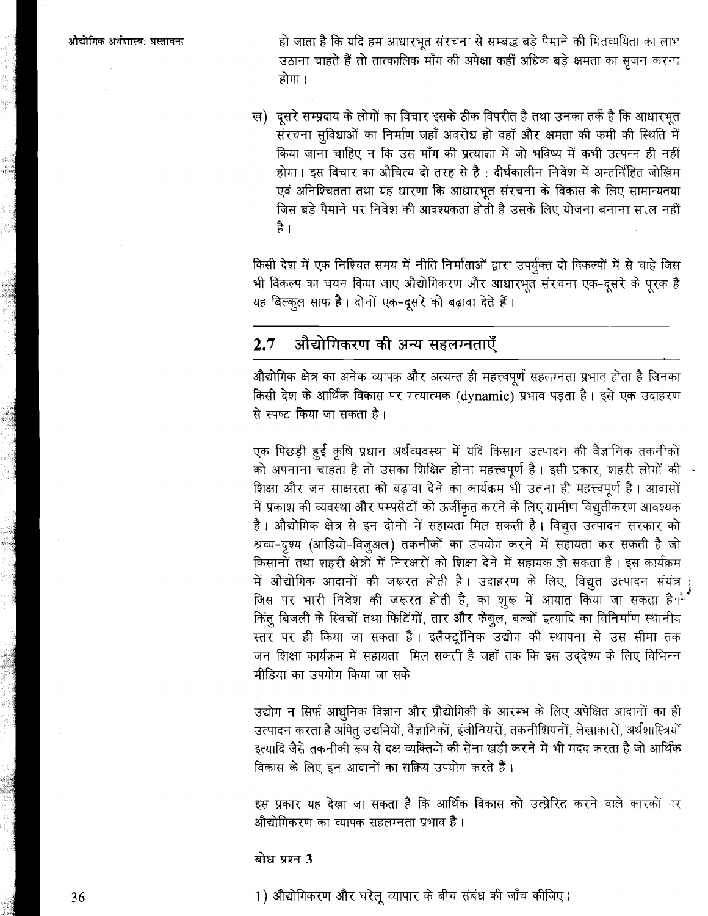हो जाता है कि यदि हम आधारभूत संरचना से सम्बद्ध बड़े पैमाने की मितव्ययिता का लाभ उठाना चाहते हैं तो तात्कालिक माँग की अपेक्षा कहीं अधिक बड़े क्षमता का सृजन करना होगा।

ख) दूसरे सम्प्रदाय के लोगों का विचार इसके ठीक विपरीत है तथा उनका तर्क है कि आधारभूत संरचना सुविधाओं का निर्माण जहाँ अवरोध हो वहाँ और क्षमता की कमी की स्थिति में किया जाना चाहिए न कि उस माँग की प्रत्याशा में जो भविष्य में कभी उत्पन्न ही नहीं होगा। इस विचार का औचित्य दो तरह से है : दीर्घकालीन निवेश में अन्तर्निहित जोखिम एवं अनिश्चितता तथा यह धारणा कि आधारभूत संरचना के विकास के लिए सामान्यतया जिस बड़े पैमाने पर निवेश की आवश्यकता होती है उसके लिए योजना बनाना सरल नहीं है।

किसी देश में एक निश्चित समय में नीति निर्माताओं द्वारा उपर्युक्त दो विकल्पों में से चाहे जिस भी विकल्प का चयन किया जाए औद्योगिकरण और आधारभूत संरचना एक-दूसरे के पूरक हैं यह बिल्कुल साफ है। दोनों एक-दूसरे को बढ़ावा देते हैं।

## 2.7 औद्योगिकरण की अन्य सहलग्नताएँ

औद्योगिक क्षेत्र का अनेक व्यापक और अत्यन्त ही महत्त्वपूर्ण सहलग्नता प्रभाव होता है जिनका किसी देश के आर्थिक विकास पर गत्यात्मक (dynamic) प्रभाव पड़ता है। इसे एक उदाहरण से स्पष्ट किया जा सकता है।

एक पिछड़ी हुई कृषि प्रधान अर्थव्यवस्था में यदि किसान उत्पादन की वैज्ञानिक तकनीकों को अपनाना चाहता है तो उसका शिक्षित होना महत्त्वपूर्ण है। इसी प्रकार, शहरी लोगों की शिक्षा और जन साक्षरता को बढ़ावा देने का कार्यक्रम भी उतना ही महत्त्वपूर्ण है। आवासों में प्रकाश की व्यवस्था और पम्पसेटों को ऊर्जीकृत करने के लिए ग्रामीण विद्युतीकरण आवश्यक है। औद्योगिक क्षेत्र से इन दोनों में सहायता मिल सकती है। विद्युत उत्पादन सरकार को श्रव्य-दृश्य (आडियो-विजुअल) तकनीकों का उपयोग करने में सहायता कर सकती है जो किसानों तथा शहरी क्षेत्रों में निरक्षरों को शिक्षा देने में सहायक हो सकता है। इस कार्यक्रम में औद्योगिक आदानों की जरूरत होती है। उदाहरण के लिए, विद्युत उत्पादन संयंत्र जिस पर भारी निवेश की जरूरत होती है, का शुरू में आयात किया जा सकता है। किंतु बिजली के स्विचों तथा फिटिंगों, तार और केबुल, बल्बों इत्यादि का विनिर्माण स्थानीय स्तर पर ही किया जा सकता है। इलैक्ट्रॉनिक उद्योग की स्थापना से उस सीमा तक जन शिक्षा कार्यक्रम में सहायता मिल सकती है जहाँ तक कि इस उद्देश्य के लिए विभिन्न मीडिया का उपयोग किया जा सके।

उद्योग न सिर्फ आधुनिक विज्ञान और प्रौद्योगिकी के आरम्भ के लिए अपेक्षित आदानों का ही उत्पादन करता है अपितु उद्यमियों, वैज्ञानिकों, इंजीनियरों, तकनीशियनों, लेखाकारों, अर्थशास्त्रियों इत्यादि जैसे तकनीकी रूप से दक्ष व्यक्तियों की सेना खड़ी करने में भी मदद करता है जो आर्थिक विकास के लिए इन आदानों का सक्रिय उपयोग करते हैं।

इस प्रकार यह देखा जा सकता है कि आर्थिक विकास को उत्प्रेरित करने वाले कारकों पर औद्योगिकरण का व्यापक सहलग्नता प्रभाव है।

**बोध प्रश्न 3**

1) औद्योगिकरण और घरेलू व्यापार के बीच संबंध की जाँच कीजिए।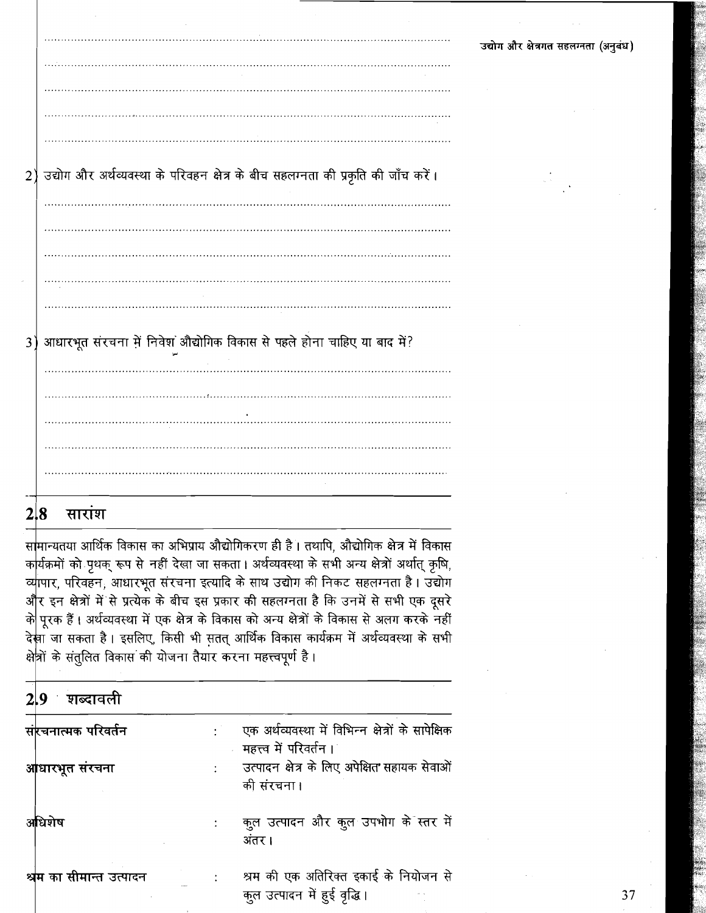2) उद्योग और अर्थव्यवस्था के परिवहन क्षेत्र के बीच सहलग्नता की प्रकृति की जाँच करें।

.............................................................................................................

.............................................................................................................

.............................................................................................................

.............................................................................................................

.............................................................................................................

3) आधारभूत संरचना में निवेश औद्योगिक विकास से पहले होना चाहिए या बाद में?

.............................................................................................................

.............................................................................................................

.............................................................................................................

.............................................................................................................

.............................................................................................................

## 2.8 सारांश

सामान्यतया आर्थिक विकास का अभिप्राय औद्योगिकरण ही है। तथापि, औद्योगिक क्षेत्र में विकास कार्यक्रमों को पृथक् रूप से नहीं देखा जा सकता। अर्थव्यवस्था के सभी अन्य क्षेत्रों अर्थात् कृषि, व्यापार, परिवहन, आधारभूत संरचना इत्यादि के साथ उद्योग की निकट सहलग्नता है। उद्योग और इन क्षेत्रों में से प्रत्येक के बीच इस प्रकार की सहलग्नता है कि उनमें से सभी एक दूसरे के पूरक हैं। अर्थव्यवस्था में एक क्षेत्र के विकास को अन्य क्षेत्रों के विकास से अलग करके नहीं देखा जा सकता है। इसलिए, किसी भी सतत् आर्थिक विकास कार्यक्रम में अर्थव्यवस्था के सभी क्षेत्रों के संतुलित विकास की योजना तैयार करना महत्त्वपूर्ण है।

## 2.9 शब्दावली

**संरचनात्मक परिवर्तन** : एक अर्थव्यवस्था में विभिन्न क्षेत्रों के सापेक्षिक महत्त्व में परिवर्तन।

**आधारभूत संरचना** : उत्पादन क्षेत्र के लिए अपेक्षित सहायक सेवाओं की संरचना।

**अधिशेष** : कुल उत्पादन और कुल उपभोग के स्तर में अंतर।

**श्रम का सीमान्त उत्पादन** : श्रम की एक अतिरिक्त इकाई के नियोजन से कुल उत्पादन में हुई वृद्धि।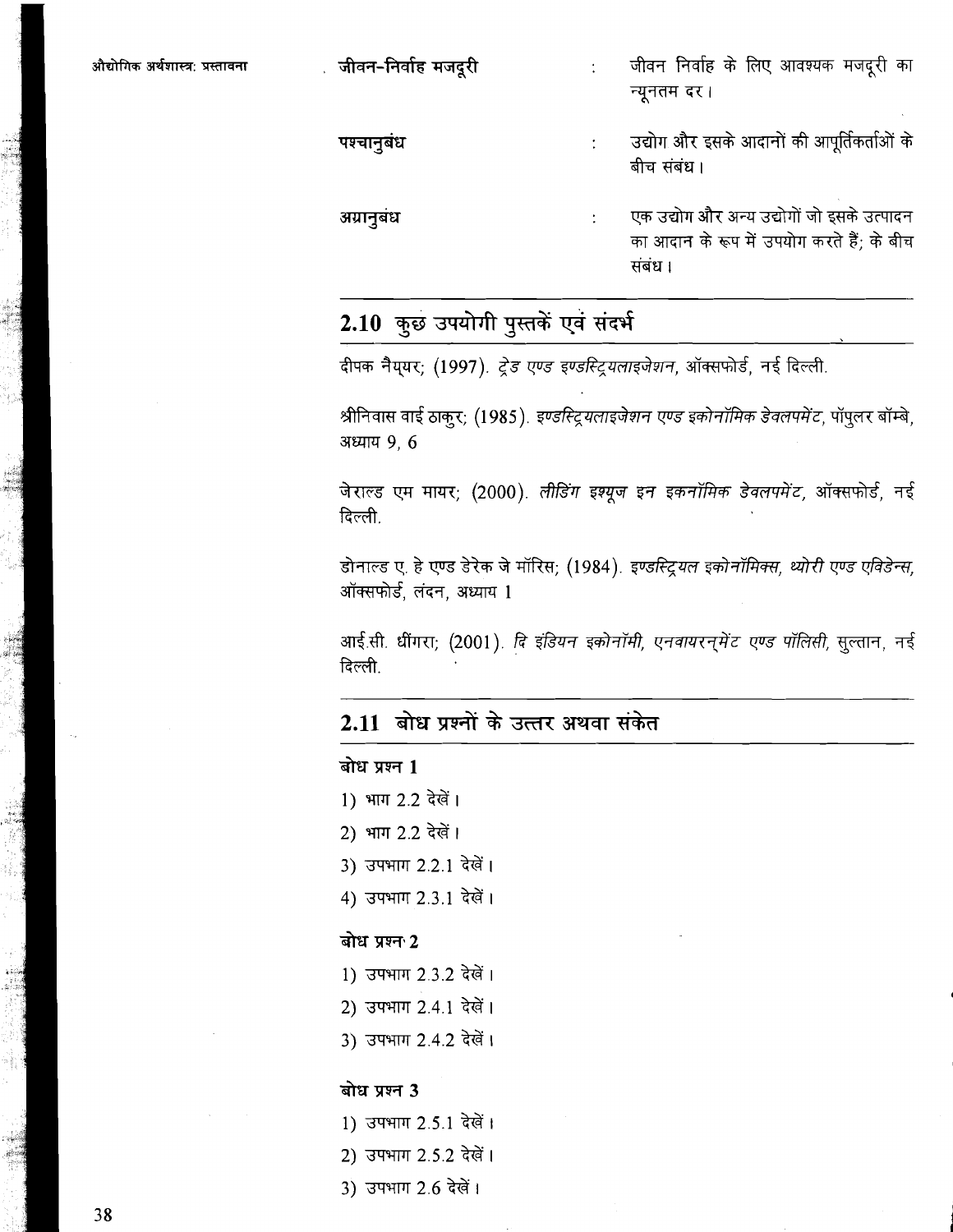जीवन-निर्वाह मजदूरी : जीवन निर्वाह के लिए आवश्यक मजदूरी का न्यूनतम दर।

पश्चानुबंध : उद्योग और इसके आदानों की आपूर्तिकर्ताओं के बीच संबंध।

अग्रानुबंध : एक उद्योग और अन्य उद्योगों जो इसके उत्पादन का आदान के रूप में उपयोग करते हैं; के बीच संबंध।

## 2.10 कुछ उपयोगी पुस्तकें एवं संदर्भ

दीपक नैय्यर; (1997). *ट्रेड एण्ड इण्डस्ट्रियलाइजेशन*, ऑक्सफोर्ड, नई दिल्ली.

श्रीनिवास वाई ठाकुर; (1985). *इण्डस्ट्रियलाइजेशन एण्ड इकोनॉमिक डेवलपमेंट*, पॉपुलर बॉम्बे, अध्याय 9, 6

जेराल्ड एम मायर; (2000). *लीडिंग इश्यूज इन इकनॉमिक डेवलपमेंट*, ऑक्सफोर्ड, नई दिल्ली.

डोनाल्ड ए. हे एण्ड डेरेक जे मॉरिस; (1984). *इण्डस्ट्रियल इकोनॉमिक्स, थ्योरी एण्ड एविडेन्स*, ऑक्सफोर्ड, लंदन, अध्याय 1

आई.सी. धींगरा; (2001). *दि इंडियन इकोनॉमी, एनवायरन्मेंट एण्ड पॉलिसी*, सुल्तान, नई दिल्ली.

## 2.11 बोध प्रश्नों के उत्तर अथवा संकेत

### बोध प्रश्न 1

1) भाग 2.2 देखें।
2) भाग 2.2 देखें।
3) उपभाग 2.2.1 देखें।
4) उपभाग 2.3.1 देखें।

### बोध प्रश्न 2

1) उपभाग 2.3.2 देखें।
2) उपभाग 2.4.1 देखें।
3) उपभाग 2.4.2 देखें।

### बोध प्रश्न 3

1) उपभाग 2.5.1 देखें।
2) उपभाग 2.5.2 देखें।
3) उपभाग 2.6 देखें।